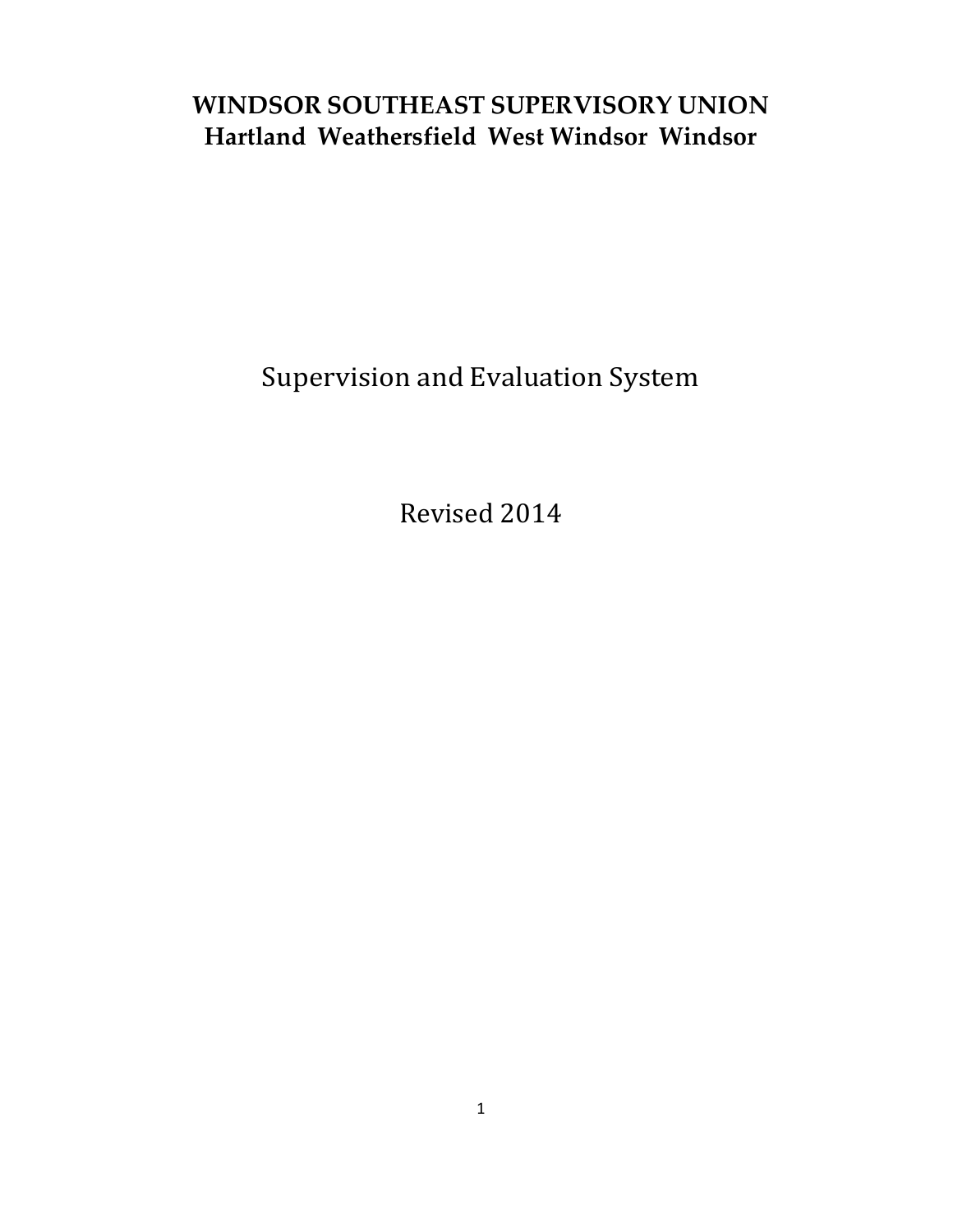# WINDSOR SOUTHEAST SUPERVISORY UNION

**Hartland Weathersfield West Windsor Windsor**

Supervision and Evaluation System

Revised 2014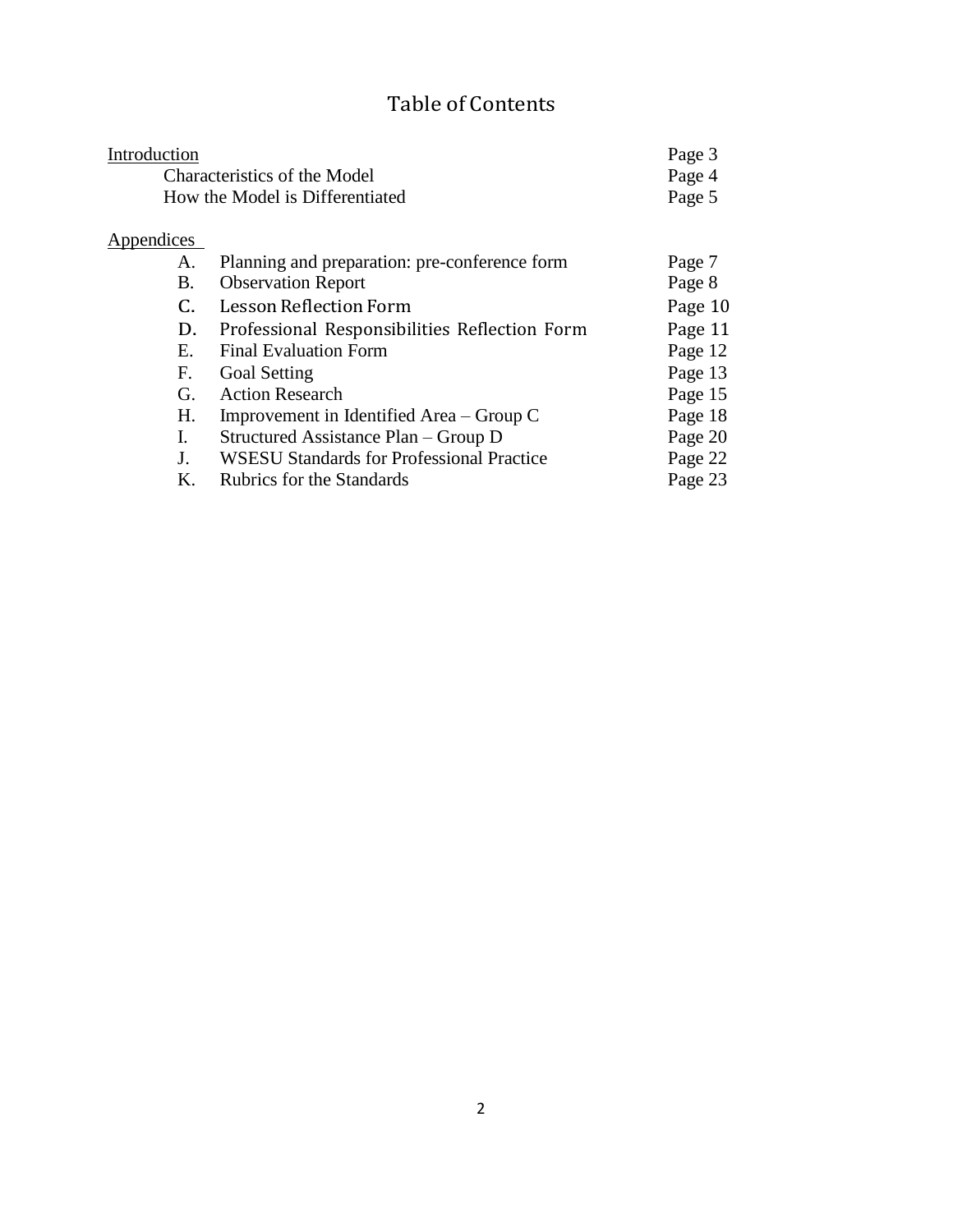# Table of Contents

| | | |
|---|---|---|
| Introduction | | Page 3 |
| | Characteristics of the Model | Page 4 |
| | How the Model is Differentiated | Page 5 |
| Appendices | | |
| A. | Planning and preparation: pre-conference form | Page 7 |
| B. | Observation Report | Page 8 |
| C. | Lesson Reflection Form | Page 10 |
| D. | Professional Responsibilities Reflection Form | Page 11 |
| E. | Final Evaluation Form | Page 12 |
| F. | Goal Setting | Page 13 |
| G. | Action Research | Page 15 |
| H. | Improvement in Identified Area – Group C | Page 18 |
| I. | Structured Assistance Plan – Group D | Page 20 |
| J. | WSESU Standards for Professional Practice | Page 22 |
| K. | Rubrics for the Standards | Page 23 |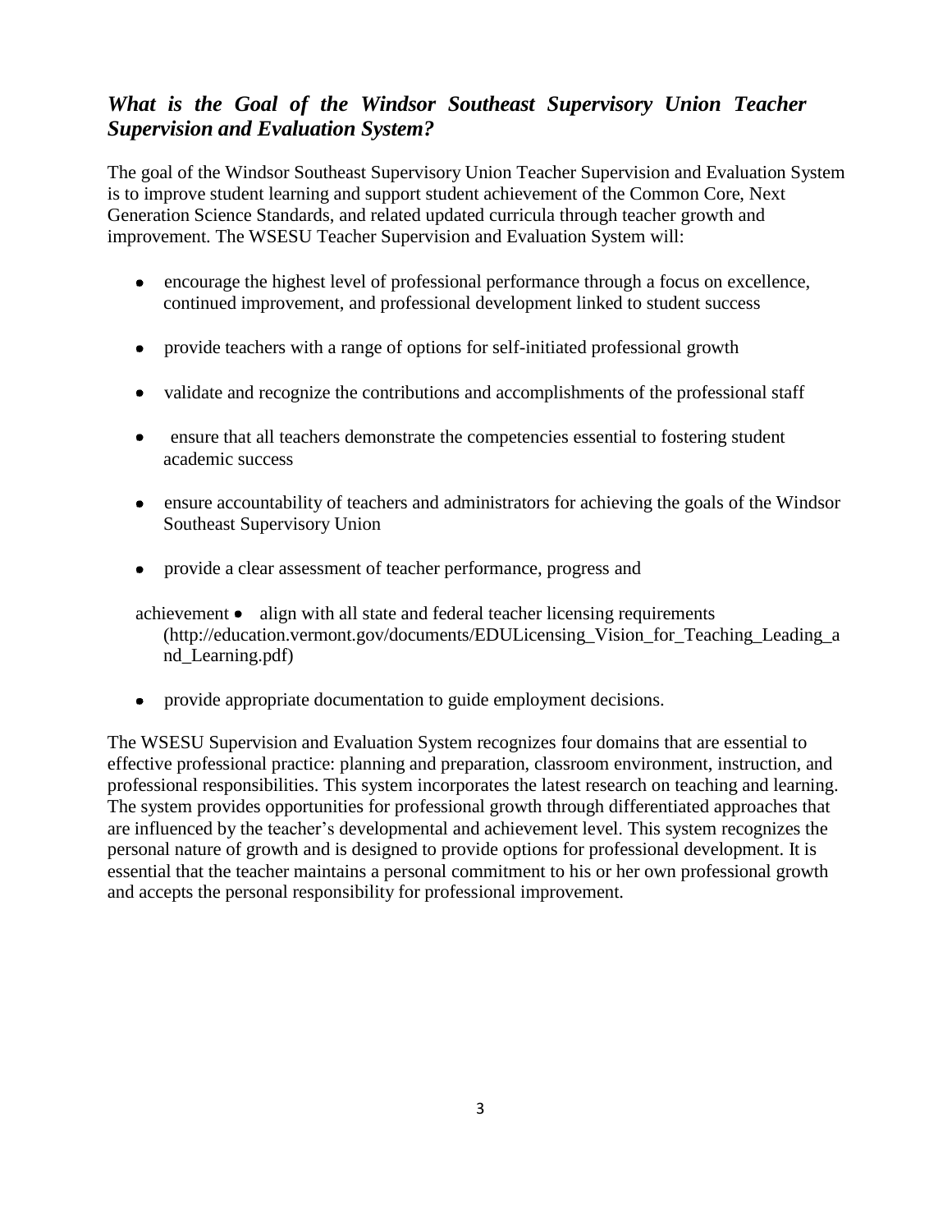## *What is the Goal of the Windsor Southeast Supervisory Union Teacher Supervision and Evaluation System?*

The goal of the Windsor Southeast Supervisory Union Teacher Supervision and Evaluation System is to improve student learning and support student achievement of the Common Core, Next Generation Science Standards, and related updated curricula through teacher growth and improvement. The WSESU Teacher Supervision and Evaluation System will:

- encourage the highest level of professional performance through a focus on excellence, continued improvement, and professional development linked to student success
- provide teachers with a range of options for self-initiated professional growth
- validate and recognize the contributions and accomplishments of the professional staff
- ensure that all teachers demonstrate the competencies essential to fostering student academic success
- ensure accountability of teachers and administrators for achieving the goals of the Windsor Southeast Supervisory Union
- provide a clear assessment of teacher performance, progress and achievement
- align with all state and federal teacher licensing requirements (http://education.vermont.gov/documents/EDULicensing_Vision_for_Teaching_Leading_and_Learning.pdf)
- provide appropriate documentation to guide employment decisions.

The WSESU Supervision and Evaluation System recognizes four domains that are essential to effective professional practice: planning and preparation, classroom environment, instruction, and professional responsibilities. This system incorporates the latest research on teaching and learning. The system provides opportunities for professional growth through differentiated approaches that are influenced by the teacher's developmental and achievement level. This system recognizes the personal nature of growth and is designed to provide options for professional development. It is essential that the teacher maintains a personal commitment to his or her own professional growth and accepts the personal responsibility for professional improvement.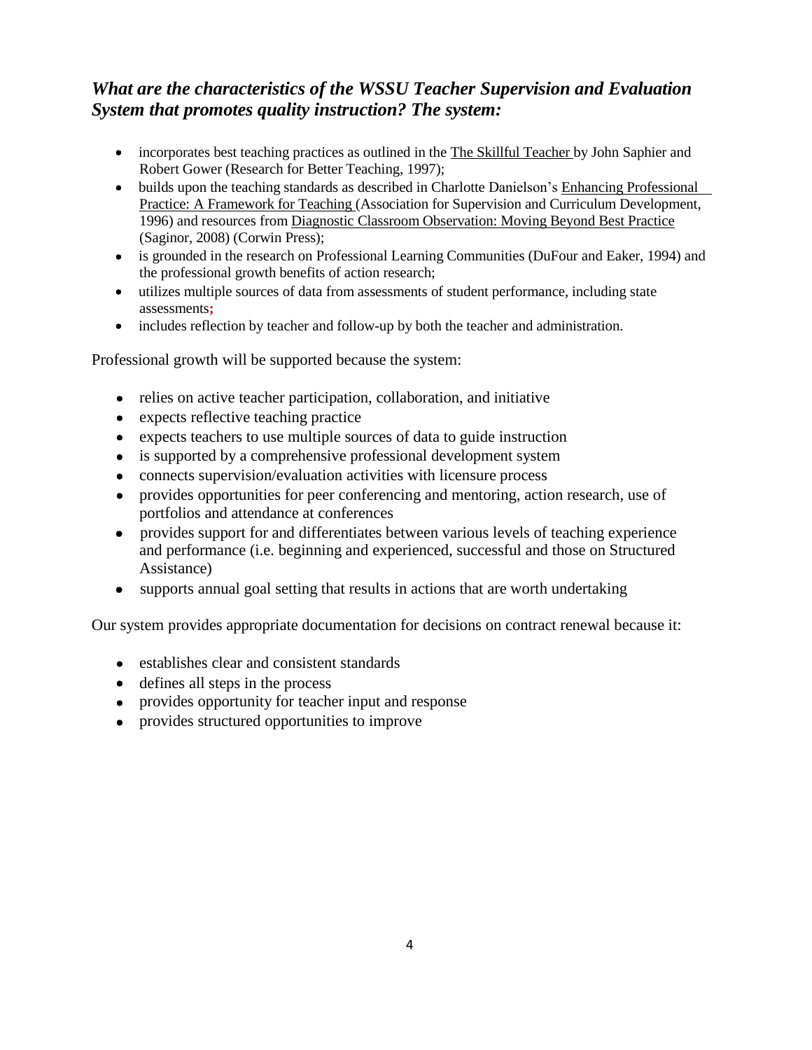### *What are the characteristics of the WSSU Teacher Supervision and Evaluation System that promotes quality instruction? The system:*

- incorporates best teaching practices as outlined in the The Skillful Teacher by John Saphier and Robert Gower (Research for Better Teaching, 1997);
- builds upon the teaching standards as described in Charlotte Danielson's Enhancing Professional Practice: A Framework for Teaching (Association for Supervision and Curriculum Development, 1996) and resources from Diagnostic Classroom Observation: Moving Beyond Best Practice (Saginor, 2008) (Corwin Press);
- is grounded in the research on Professional Learning Communities (DuFour and Eaker, 1994) and the professional growth benefits of action research;
- utilizes multiple sources of data from assessments of student performance, including state assessments;
- includes reflection by teacher and follow-up by both the teacher and administration.

Professional growth will be supported because the system:

- relies on active teacher participation, collaboration, and initiative
- expects reflective teaching practice
- expects teachers to use multiple sources of data to guide instruction
- is supported by a comprehensive professional development system
- connects supervision/evaluation activities with licensure process
- provides opportunities for peer conferencing and mentoring, action research, use of portfolios and attendance at conferences
- provides support for and differentiates between various levels of teaching experience and performance (i.e. beginning and experienced, successful and those on Structured Assistance)
- supports annual goal setting that results in actions that are worth undertaking

Our system provides appropriate documentation for decisions on contract renewal because it:

- establishes clear and consistent standards
- defines all steps in the process
- provides opportunity for teacher input and response
- provides structured opportunities to improve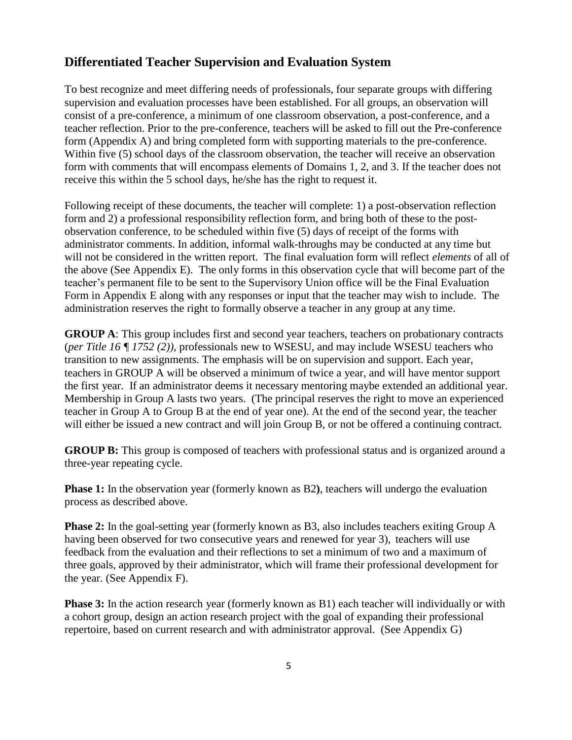## Differentiated Teacher Supervision and Evaluation System

To best recognize and meet differing needs of professionals, four separate groups with differing supervision and evaluation processes have been established. For all groups, an observation will consist of a pre-conference, a minimum of one classroom observation, a post-conference, and a teacher reflection. Prior to the pre-conference, teachers will be asked to fill out the Pre-conference form (Appendix A) and bring completed form with supporting materials to the pre-conference. Within five (5) school days of the classroom observation, the teacher will receive an observation form with comments that will encompass elements of Domains 1, 2, and 3. If the teacher does not receive this within the 5 school days, he/she has the right to request it.

Following receipt of these documents, the teacher will complete: 1) a post-observation reflection form and 2) a professional responsibility reflection form, and bring both of these to the post-observation conference, to be scheduled within five (5) days of receipt of the forms with administrator comments. In addition, informal walk-throughs may be conducted at any time but will not be considered in the written report. The final evaluation form will reflect *elements* of all of the above (See Appendix E). The only forms in this observation cycle that will become part of the teacher's permanent file to be sent to the Supervisory Union office will be the Final Evaluation Form in Appendix E along with any responses or input that the teacher may wish to include. The administration reserves the right to formally observe a teacher in any group at any time.

**GROUP A**: This group includes first and second year teachers, teachers on probationary contracts (*per Title 16 ¶ 1752 (2))*, professionals new to WSESU, and may include WSESU teachers who transition to new assignments. The emphasis will be on supervision and support. Each year, teachers in GROUP A will be observed a minimum of twice a year, and will have mentor support the first year. If an administrator deems it necessary mentoring maybe extended an additional year. Membership in Group A lasts two years. (The principal reserves the right to move an experienced teacher in Group A to Group B at the end of year one). At the end of the second year, the teacher will either be issued a new contract and will join Group B, or not be offered a continuing contract.

**GROUP B:** This group is composed of teachers with professional status and is organized around a three-year repeating cycle.

**Phase 1:** In the observation year (formerly known as B2**)**, teachers will undergo the evaluation process as described above.

**Phase 2:** In the goal-setting year (formerly known as B3, also includes teachers exiting Group A having been observed for two consecutive years and renewed for year 3), teachers will use feedback from the evaluation and their reflections to set a minimum of two and a maximum of three goals, approved by their administrator, which will frame their professional development for the year. (See Appendix F).

**Phase 3:** In the action research year (formerly known as B1) each teacher will individually or with a cohort group, design an action research project with the goal of expanding their professional repertoire, based on current research and with administrator approval. (See Appendix G)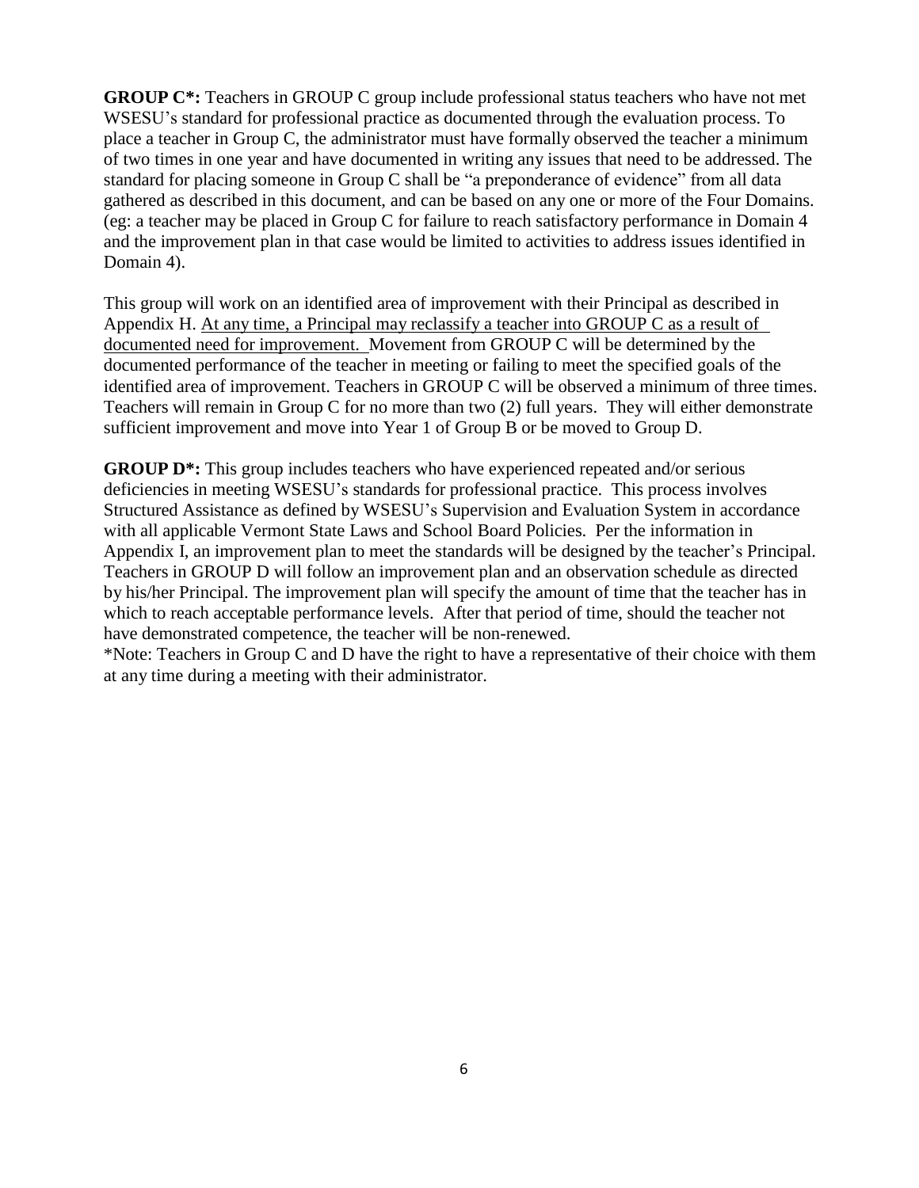**GROUP C*:** Teachers in GROUP C group include professional status teachers who have not met WSESU's standard for professional practice as documented through the evaluation process. To place a teacher in Group C, the administrator must have formally observed the teacher a minimum of two times in one year and have documented in writing any issues that need to be addressed. The standard for placing someone in Group C shall be "a preponderance of evidence" from all data gathered as described in this document, and can be based on any one or more of the Four Domains. (eg: a teacher may be placed in Group C for failure to reach satisfactory performance in Domain 4 and the improvement plan in that case would be limited to activities to address issues identified in Domain 4).

This group will work on an identified area of improvement with their Principal as described in Appendix H. <u>At any time, a Principal may reclassify a teacher into GROUP C as a result of documented need for improvement.</u> Movement from GROUP C will be determined by the documented performance of the teacher in meeting or failing to meet the specified goals of the identified area of improvement. Teachers in GROUP C will be observed a minimum of three times. Teachers will remain in Group C for no more than two (2) full years. They will either demonstrate sufficient improvement and move into Year 1 of Group B or be moved to Group D.

**GROUP D*:** This group includes teachers who have experienced repeated and/or serious deficiencies in meeting WSESU's standards for professional practice. This process involves Structured Assistance as defined by WSESU's Supervision and Evaluation System in accordance with all applicable Vermont State Laws and School Board Policies. Per the information in Appendix I, an improvement plan to meet the standards will be designed by the teacher's Principal. Teachers in GROUP D will follow an improvement plan and an observation schedule as directed by his/her Principal. The improvement plan will specify the amount of time that the teacher has in which to reach acceptable performance levels. After that period of time, should the teacher not have demonstrated competence, the teacher will be non-renewed.

*Note: Teachers in Group C and D have the right to have a representative of their choice with them at any time during a meeting with their administrator.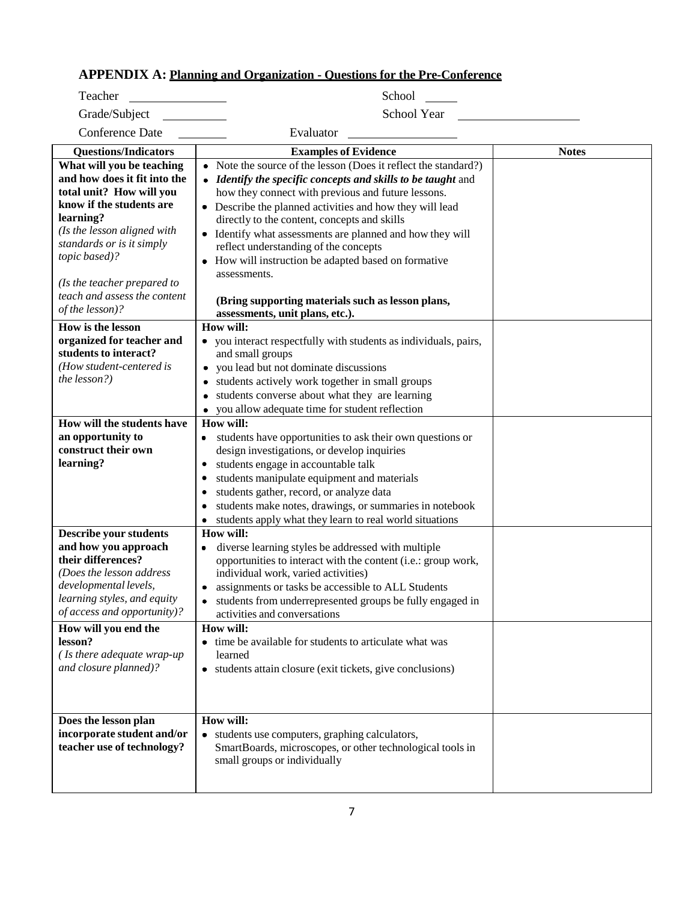## APPENDIX A: <u>Planning and Organization - Questions for the Pre-Conference</u>

Teacher ______________ School _____

Grade/Subject __________ School Year __________________

Conference Date ________ Evaluator ________________

| Questions/Indicators | Examples of Evidence | Notes |
|---|---|---|
| **What will you be teaching and how does it fit into the total unit? How will you know if the students are learning?** *(Is the lesson aligned with standards or is it simply topic based)?* *(Is the teacher prepared to teach and assess the content of the lesson)?* | • Note the source of the lesson (Does it reflect the standard?)<br>• ***Identify the specific concepts and skills to be taught*** and how they connect with previous and future lessons.<br>• Describe the planned activities and how they will lead directly to the content, concepts and skills<br>• Identify what assessments are planned and how they will reflect understanding of the concepts<br>• How will instruction be adapted based on formative assessments.<br><br>**(Bring supporting materials such as lesson plans, assessments, unit plans, etc.).** | |
| **How is the lesson organized for teacher and students to interact?** *(How student-centered is the lesson?)* | **How will:**<br>• you interact respectfully with students as individuals, pairs, and small groups<br>• you lead but not dominate discussions<br>• students actively work together in small groups<br>• students converse about what they are learning<br>• you allow adequate time for student reflection | |
| **How will the students have an opportunity to construct their own learning?** | **How will:**<br>• students have opportunities to ask their own questions or design investigations, or develop inquiries<br>• students engage in accountable talk<br>• students manipulate equipment and materials<br>• students gather, record, or analyze data<br>• students make notes, drawings, or summaries in notebook<br>• students apply what they learn to real world situations | |
| **Describe your students and how you approach their differences?** *(Does the lesson address developmental levels, learning styles, and equity of access and opportunity)?* | **How will:**<br>• diverse learning styles be addressed with multiple opportunities to interact with the content (i.e.: group work, individual work, varied activities)<br>• assignments or tasks be accessible to ALL Students<br>• students from underrepresented groups be fully engaged in activities and conversations | |
| **How will you end the lesson?** *( Is there adequate wrap-up and closure planned)?* | **How will:**<br>• time be available for students to articulate what was learned<br>• students attain closure (exit tickets, give conclusions) | |
| **Does the lesson plan incorporate student and/or teacher use of technology?** | **How will:**<br>• students use computers, graphing calculators, SmartBoards, microscopes, or other technological tools in small groups or individually | |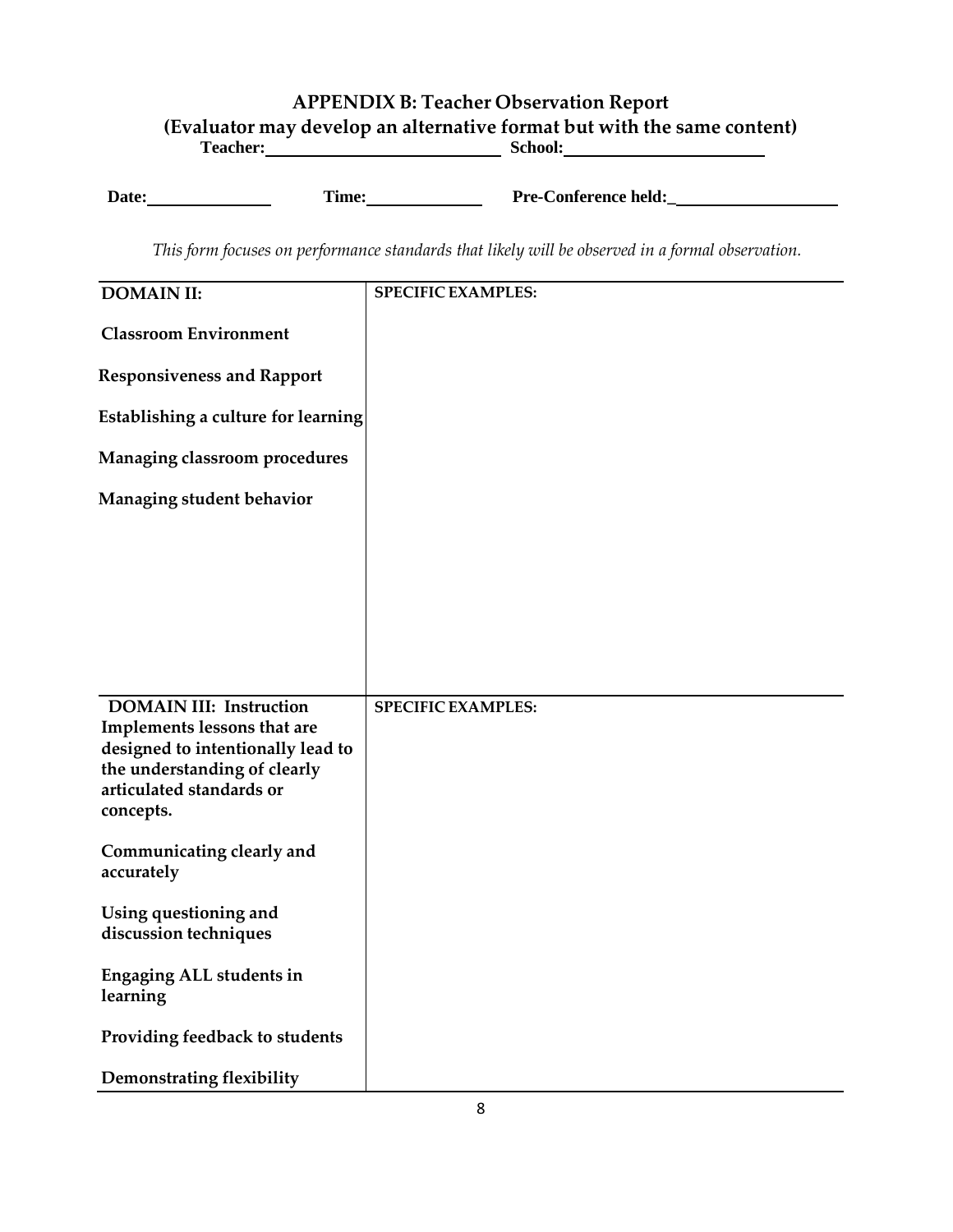# APPENDIX B: Teacher Observation Report

## (Evaluator may develop an alternative format but with the same content)

**Teacher:**\_\_\_\_\_\_\_\_\_\_\_\_\_\_\_\_\_\_\_\_\_\_\_\_\_\_ **School:**\_\_\_\_\_\_\_\_\_\_\_\_\_\_\_\_\_\_\_\_\_\_\_

**Date:**\_\_\_\_\_\_\_\_\_\_\_\_\_\_ **Time:**\_\_\_\_\_\_\_\_\_\_\_\_\_ **Pre-Conference held:**\_\_\_\_\_\_\_\_\_\_\_\_\_\_\_\_\_\_\_\_

*This form focuses on performance standards that likely will be observed in a formal observation.*

| **DOMAIN II:** | **SPECIFIC EXAMPLES:** |
|---|---|
| **Classroom Environment**<br><br>**Responsiveness and Rapport**<br><br>**Establishing a culture for learning**<br><br>**Managing classroom procedures**<br><br>**Managing student behavior** | |
| **DOMAIN III: Instruction**<br>**Implements lessons that are designed to intentionally lead to the understanding of clearly articulated standards or concepts.**<br><br>**Communicating clearly and accurately**<br><br>**Using questioning and discussion techniques**<br><br>**Engaging ALL students in learning**<br><br>**Providing feedback to students**<br><br>**Demonstrating flexibility** | **SPECIFIC EXAMPLES:** |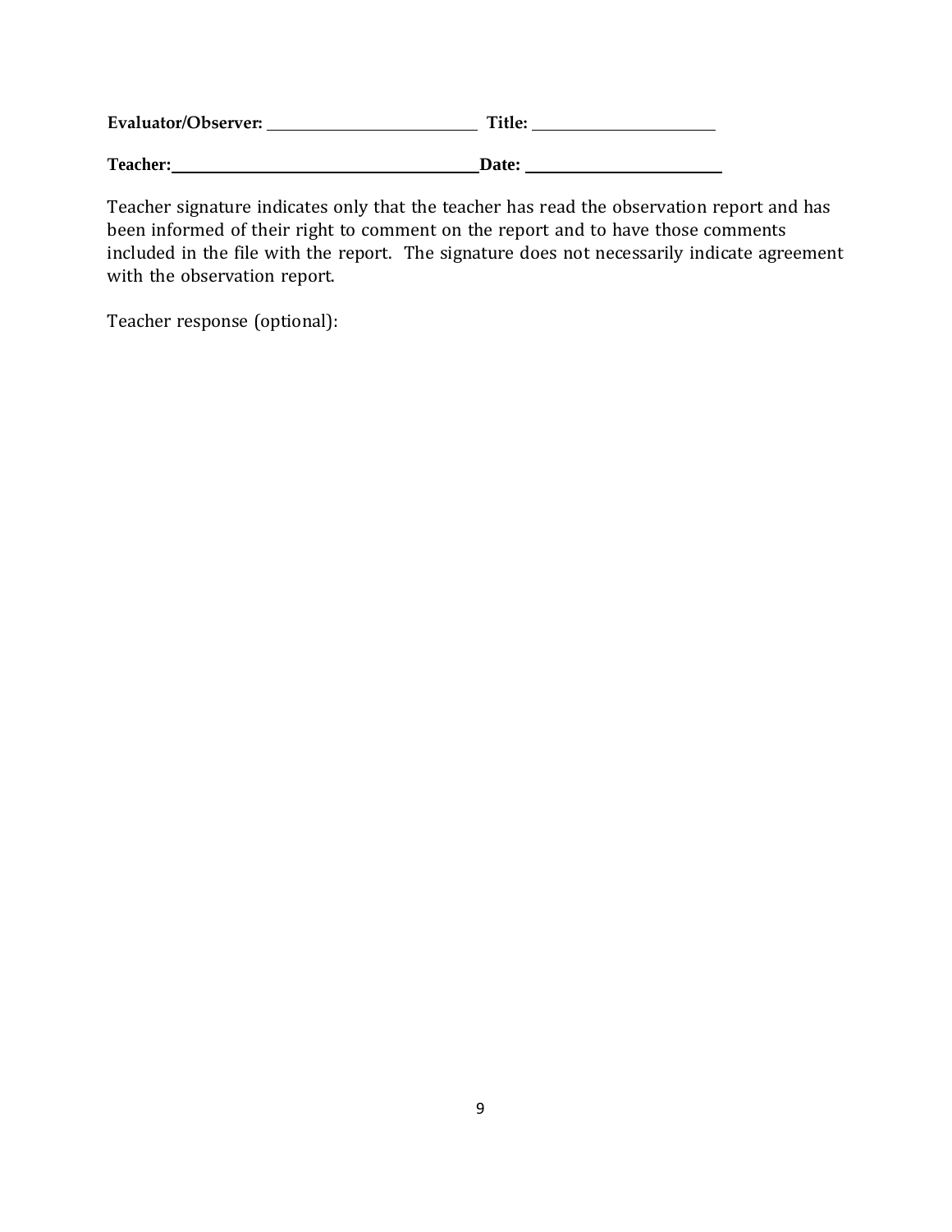**Evaluator/Observer:** \_\_\_\_\_\_\_\_\_\_\_\_\_\_\_\_\_\_\_\_\_\_\_\_\_\_ **Title:** \_\_\_\_\_\_\_\_\_\_\_\_\_\_\_\_\_\_\_\_\_\_\_\_

**Teacher:**\_\_\_\_\_\_\_\_\_\_\_\_\_\_\_\_\_\_\_\_\_\_\_\_\_\_\_\_\_\_\_\_\_\_\_\_\_\_**Date:** \_\_\_\_\_\_\_\_\_\_\_\_\_\_\_\_\_\_\_\_\_\_\_\_\_

Teacher signature indicates only that the teacher has read the observation report and has been informed of their right to comment on the report and to have those comments included in the file with the report. The signature does not necessarily indicate agreement with the observation report.

Teacher response (optional):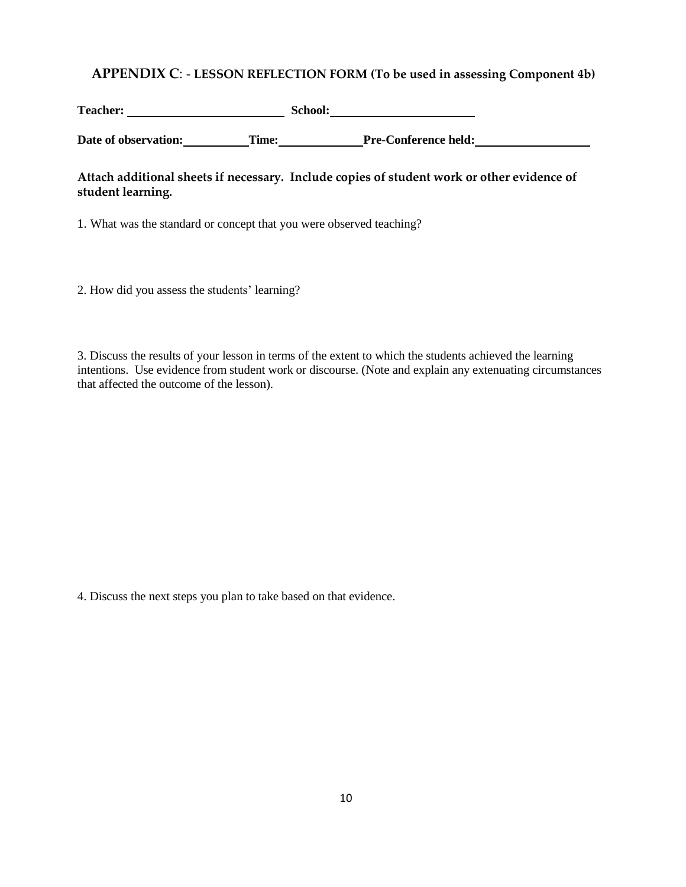## APPENDIX C: - LESSON REFLECTION FORM (To be used in assessing Component 4b)

**Teacher:** \_\_\_\_\_\_\_\_\_\_\_\_\_\_\_\_\_\_\_\_\_\_\_\_ **School:** \_\_\_\_\_\_\_\_\_\_\_\_\_\_\_\_\_\_\_\_\_\_\_\_

**Date of observation:** \_\_\_\_\_\_\_\_\_\_ **Time:** \_\_\_\_\_\_\_\_\_\_\_\_ **Pre-Conference held:** \_\_\_\_\_\_\_\_\_\_\_\_\_\_\_\_\_\_

**Attach additional sheets if necessary. Include copies of student work or other evidence of student learning.**

1. What was the standard or concept that you were observed teaching?

2. How did you assess the students' learning?

3. Discuss the results of your lesson in terms of the extent to which the students achieved the learning intentions. Use evidence from student work or discourse. (Note and explain any extenuating circumstances that affected the outcome of the lesson).

4. Discuss the next steps you plan to take based on that evidence.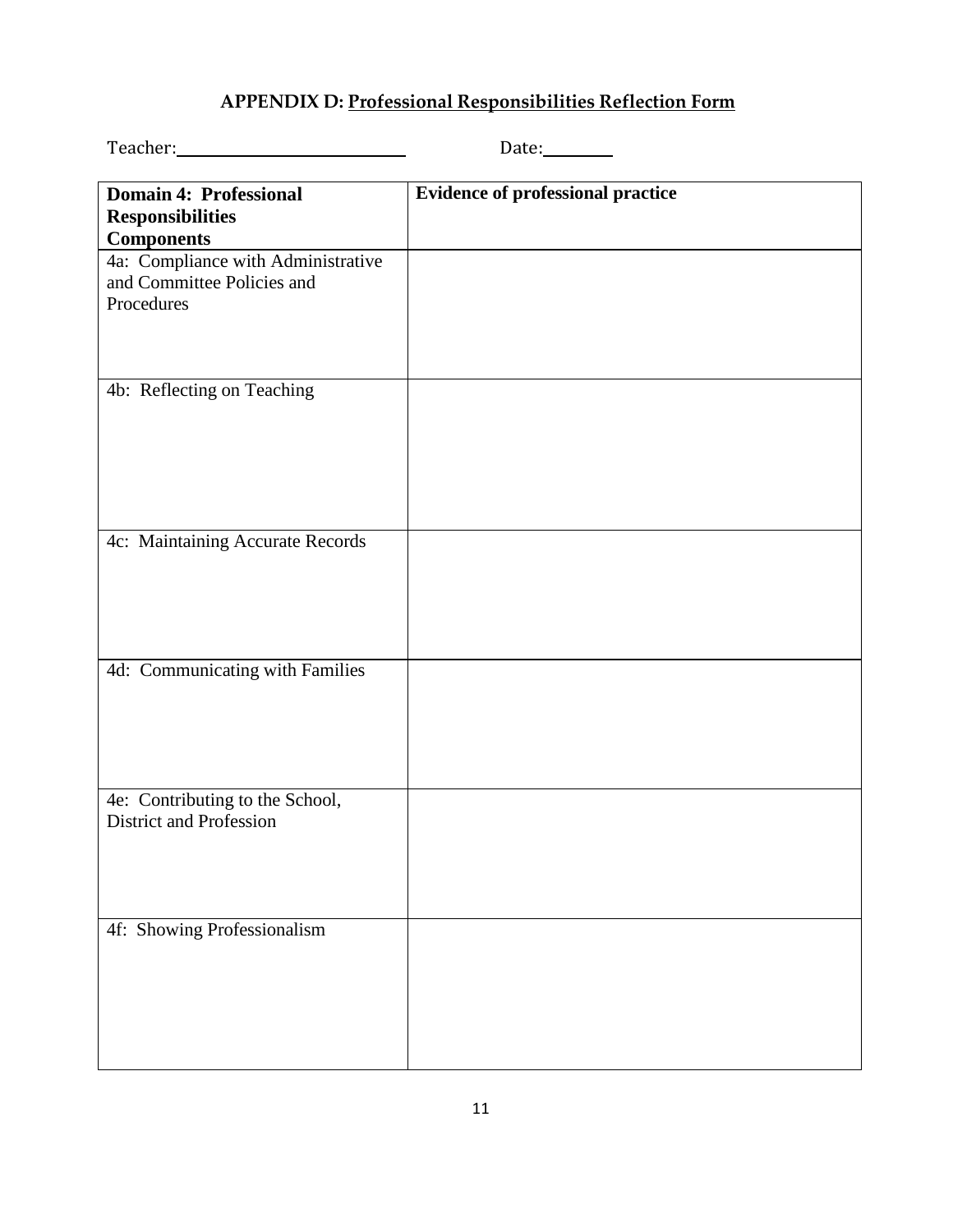## APPENDIX D: Professional Responsibilities Reflection Form

Teacher:\_\_\_\_\_\_\_\_\_\_\_\_\_\_\_\_\_\_\_\_\_\_\_\_\_\_\_\_ Date:\_\_\_\_\_\_\_\_\_

| Domain 4: Professional Responsibilities Components | Evidence of professional practice |
|---|---|
| 4a: Compliance with Administrative and Committee Policies and Procedures | |
| 4b: Reflecting on Teaching | |
| 4c: Maintaining Accurate Records | |
| 4d: Communicating with Families | |
| 4e: Contributing to the School, District and Profession | |
| 4f: Showing Professionalism | |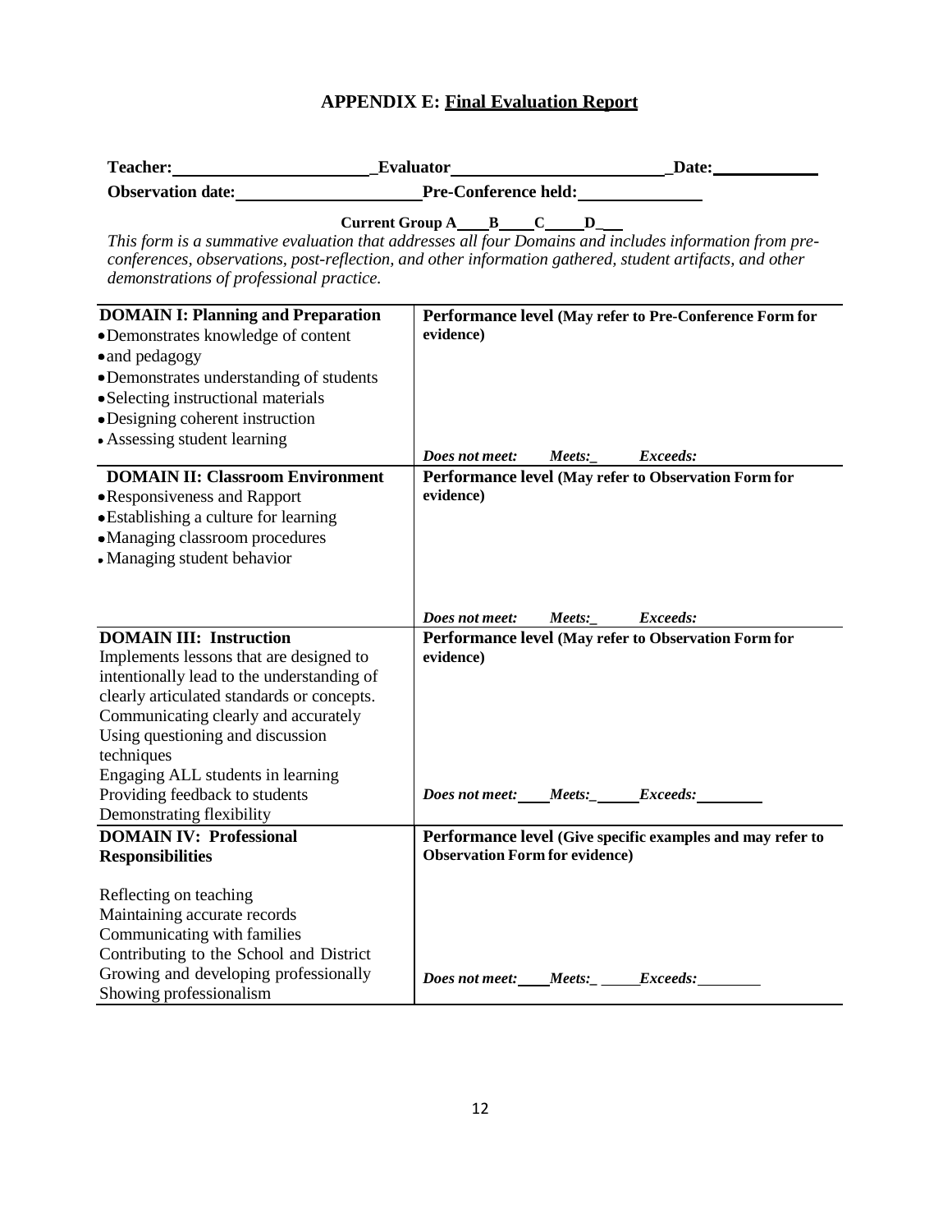# APPENDIX E: Final Evaluation Report

**Teacher:**______________________ **Evaluator**________________________ **Date:**____________

**Observation date:**_____________________ **Pre-Conference held:**______________

**Current Group A____B____C_____D___**

*This form is a summative evaluation that addresses all four Domains and includes information from pre-conferences, observations, post-reflection, and other information gathered, student artifacts, and other demonstrations of professional practice.*

| **DOMAIN I: Planning and Preparation**<br>• Demonstrates knowledge of content<br>• and pedagogy<br>• Demonstrates understanding of students<br>• Selecting instructional materials<br>• Designing coherent instruction<br>• Assessing student learning | **Performance level (May refer to Pre-Conference Form for evidence)**<br><br>***Does not meet:*** ***Meets:_*** ***Exceeds:*** |
|---|---|
| **DOMAIN II: Classroom Environment**<br>• Responsiveness and Rapport<br>• Establishing a culture for learning<br>• Managing classroom procedures<br>• Managing student behavior | **Performance level (May refer to Observation Form for evidence)**<br><br>***Does not meet:*** ***Meets:_*** ***Exceeds:*** |
| **DOMAIN III: Instruction**<br>Implements lessons that are designed to intentionally lead to the understanding of clearly articulated standards or concepts.<br>Communicating clearly and accurately<br>Using questioning and discussion techniques<br>Engaging ALL students in learning<br>Providing feedback to students<br>Demonstrating flexibility | **Performance level (May refer to Observation Form for evidence)**<br><br>***Does not meet:____Meets:______Exceeds:________*** |
| **DOMAIN IV: Professional Responsibilities**<br><br>Reflecting on teaching<br>Maintaining accurate records<br>Communicating with families<br>Contributing to the School and District<br>Growing and developing professionally<br>Showing professionalism | **Performance level (Give specific examples and may refer to Observation Form for evidence)**<br><br>***Does not meet:____Meets:_ _____Exceeds:________*** |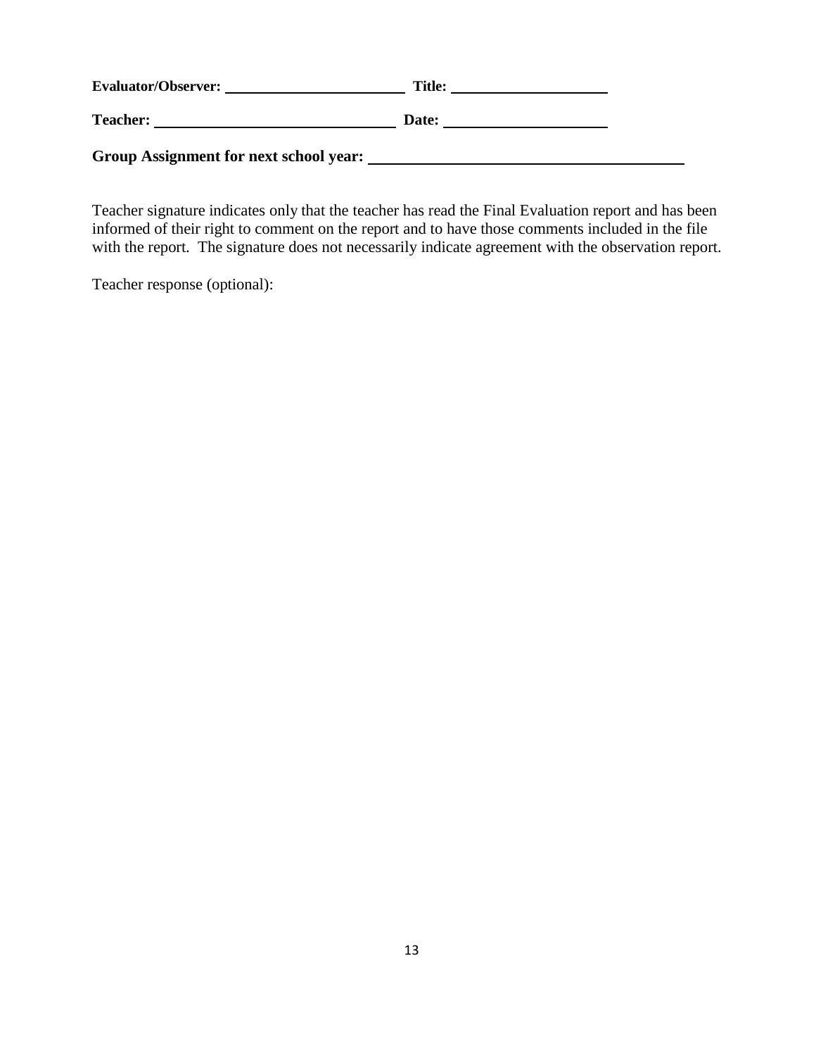**Evaluator/Observer:** ______________________ **Title:** ____________________

**Teacher:** ______________________________ **Date:** ____________________

**Group Assignment for next school year:** ________________________________________

Teacher signature indicates only that the teacher has read the Final Evaluation report and has been informed of their right to comment on the report and to have those comments included in the file with the report. The signature does not necessarily indicate agreement with the observation report.

Teacher response (optional):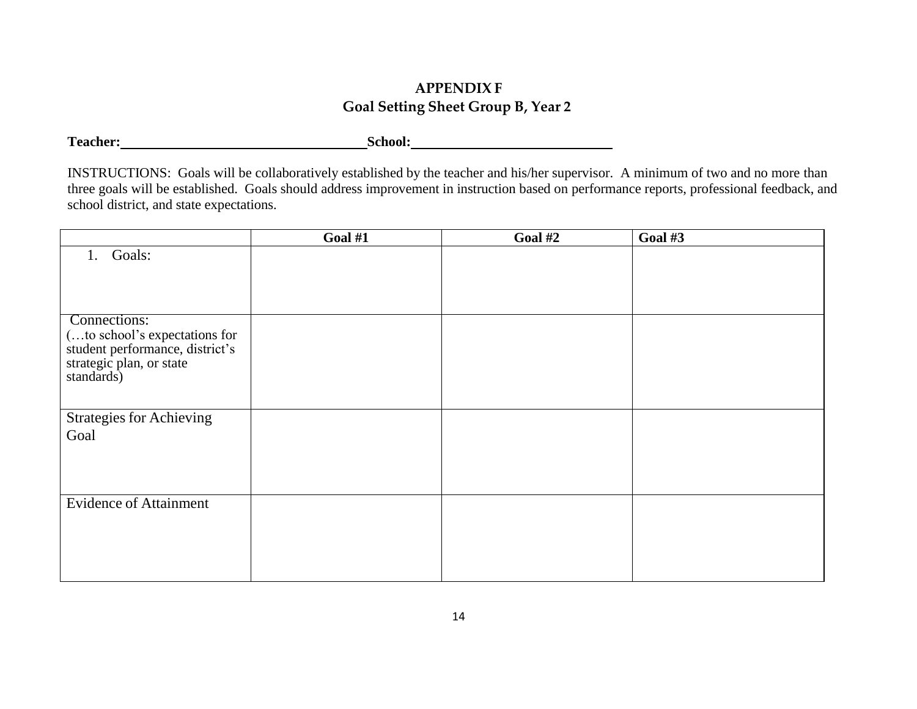# APPENDIX F
## Goal Setting Sheet Group B, Year 2

**Teacher:** ______________________________ **School:** ______________________________

INSTRUCTIONS: Goals will be collaboratively established by the teacher and his/her supervisor. A minimum of two and no more than three goals will be established. Goals should address improvement in instruction based on performance reports, professional feedback, and school district, and state expectations.

| | **Goal #1** | **Goal #2** | **Goal #3** |
|---|---|---|---|
| 1. Goals: | | | |
| Connections: (…to school's expectations for student performance, district's strategic plan, or state standards) | | | |
| Strategies for Achieving Goal | | | |
| Evidence of Attainment | | | |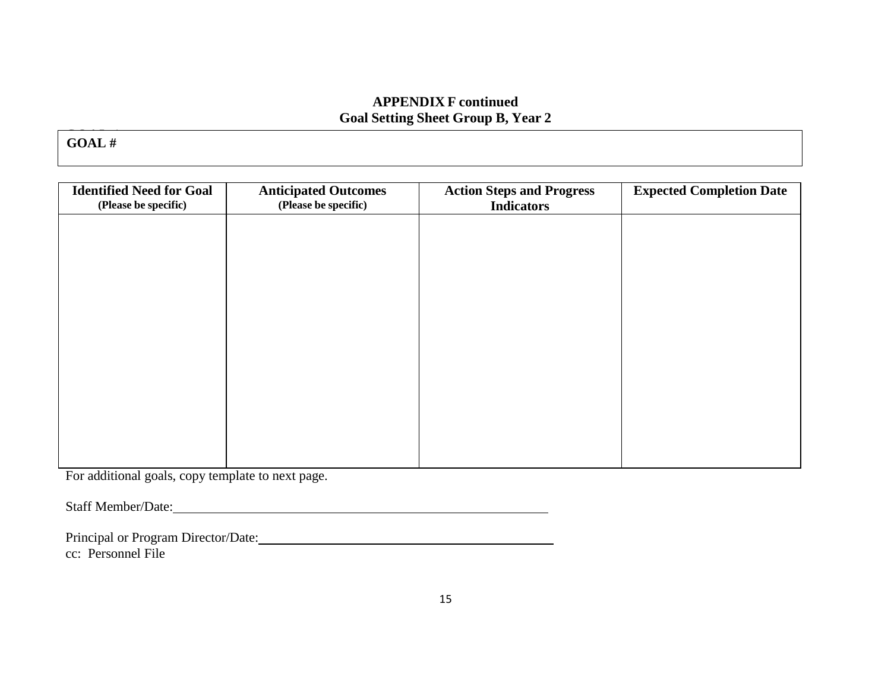**APPENDIX F continued**
**Goal Setting Sheet Group B, Year 2**

**GOAL #**

| Identified Need for Goal (Please be specific) | Anticipated Outcomes (Please be specific) | Action Steps and Progress Indicators | Expected Completion Date |
|---|---|---|---|
| | | | |

For additional goals, copy template to next page.

Staff Member/Date:\_\_\_\_\_\_\_\_\_\_\_\_\_\_\_\_\_\_\_\_\_\_\_\_\_\_\_\_\_\_\_\_\_\_\_\_\_\_\_\_\_\_\_\_\_\_

Principal or Program Director/Date:\_\_\_\_\_\_\_\_\_\_\_\_\_\_\_\_\_\_\_\_\_\_\_\_\_\_\_\_\_\_\_\_\_\_\_\_

cc: Personnel File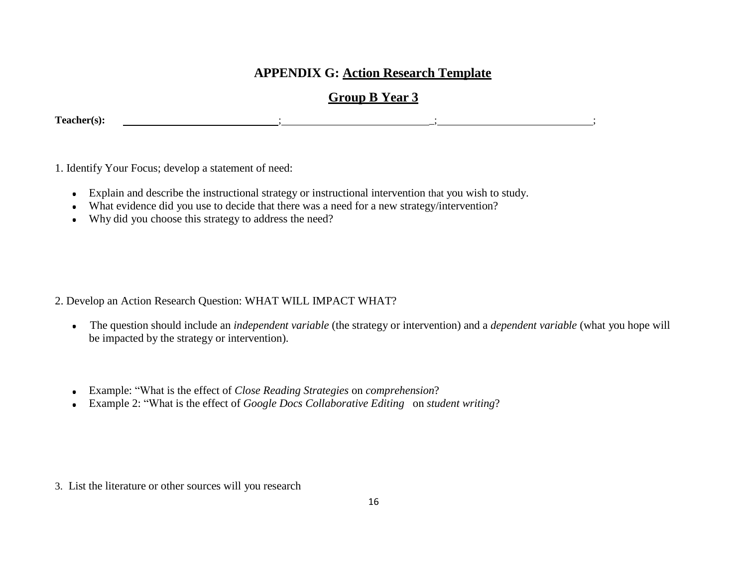## APPENDIX G: Action Research Template

## Group B Year 3

**Teacher(s):** ____________________________;___________________________;____________________________;

1. Identify Your Focus; develop a statement of need:

- Explain and describe the instructional strategy or instructional intervention that you wish to study.
- What evidence did you use to decide that there was a need for a new strategy/intervention?
- Why did you choose this strategy to address the need?

2. Develop an Action Research Question: WHAT WILL IMPACT WHAT?

- The question should include an *independent variable* (the strategy or intervention) and a *dependent variable* (what you hope will be impacted by the strategy or intervention).

- Example: "What is the effect of *Close Reading Strategies* on *comprehension*?
- Example 2: "What is the effect of *Google Docs Collaborative Editing* on *student writing*?

3. List the literature or other sources will you research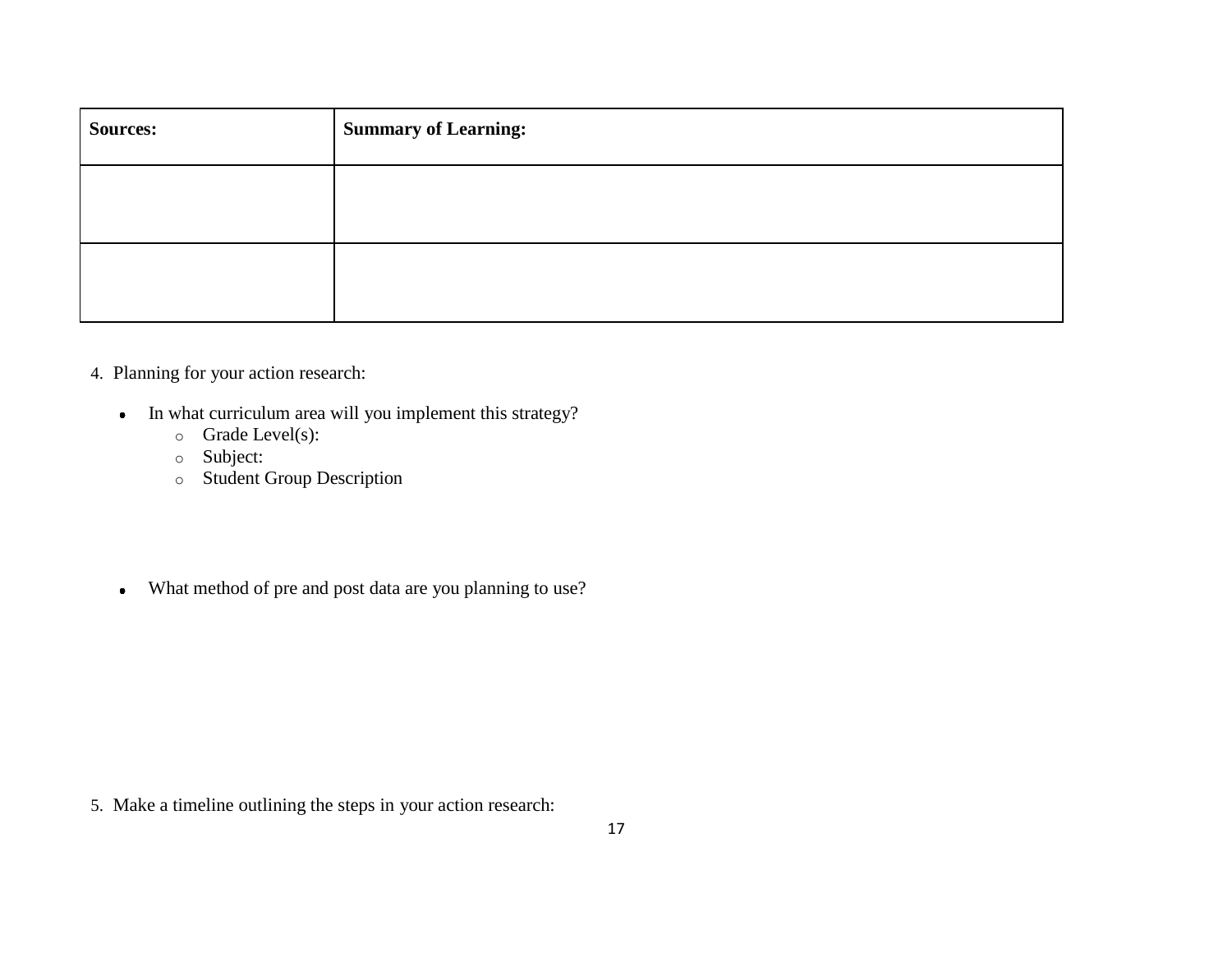| Sources: | Summary of Learning: |
| --- | --- |
| | |
| | |

4. Planning for your action research:

- In what curriculum area will you implement this strategy?
    - Grade Level(s):
    - Subject:
    - Student Group Description

- What method of pre and post data are you planning to use?

5. Make a timeline outlining the steps in your action research: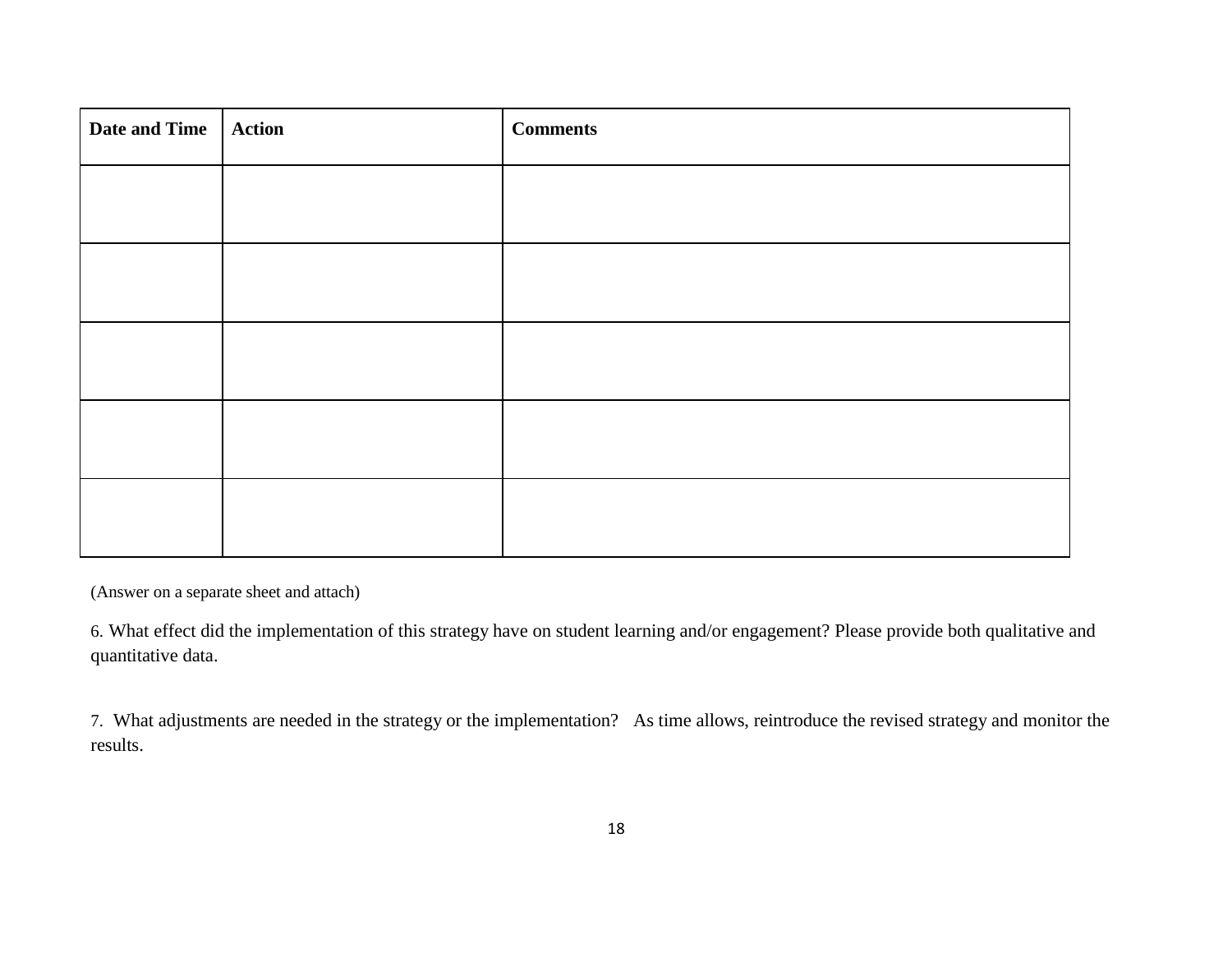| Date and Time | Action | Comments |
|---|---|---|
| | | |
| | | |
| | | |
| | | |
| | | |

(Answer on a separate sheet and attach)

6. What effect did the implementation of this strategy have on student learning and/or engagement? Please provide both qualitative and quantitative data.

7. What adjustments are needed in the strategy or the implementation? As time allows, reintroduce the revised strategy and monitor the results.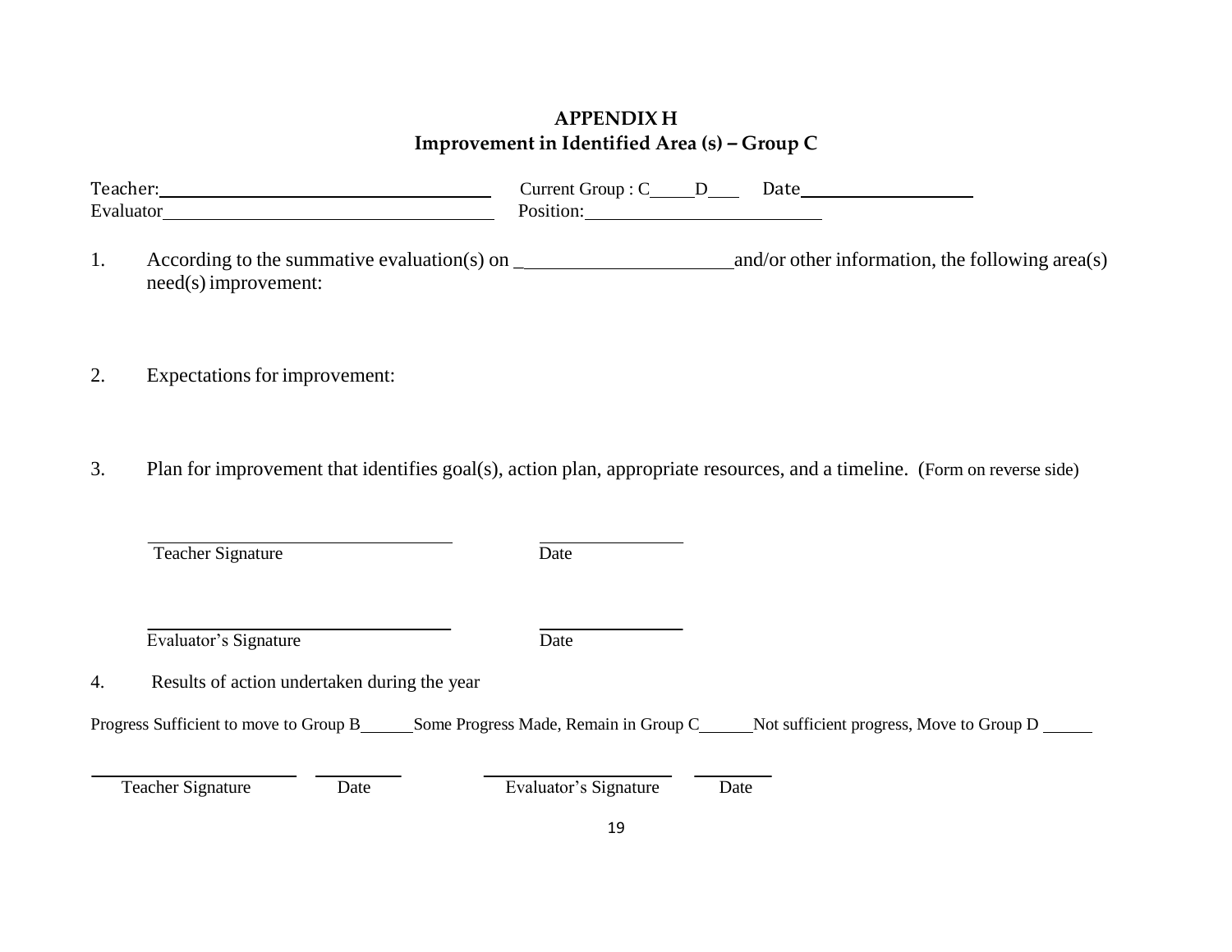## APPENDIX H
## Improvement in Identified Area (s) – Group C

Teacher:\_\_\_\_\_\_\_\_\_\_\_\_\_\_\_\_\_\_\_\_\_\_\_\_\_\_\_\_\_\_\_\_ Current Group : C\_\_\_\_\_D\_\_\_ Date\_\_\_\_\_\_\_\_\_\_\_\_\_\_\_\_\_\_
Evaluator\_\_\_\_\_\_\_\_\_\_\_\_\_\_\_\_\_\_\_\_\_\_\_\_\_\_\_\_\_\_\_\_ Position:\_\_\_\_\_\_\_\_\_\_\_\_\_\_\_\_\_\_\_\_\_\_\_\_

1. According to the summative evaluation(s) on \_\_\_\_\_\_\_\_\_\_\_\_\_\_\_\_\_\_\_\_\_\_\_\_ and/or other information, the following area(s) need(s) improvement:

2. Expectations for improvement:

3. Plan for improvement that identifies goal(s), action plan, appropriate resources, and a timeline. (Form on reverse side)

\_\_\_\_\_\_\_\_\_\_\_\_\_\_\_\_\_\_\_\_\_\_\_\_\_\_\_\_\_\_\_\_ \_\_\_\_\_\_\_\_\_\_\_\_\_\_\_\_
Teacher Signature Date

\_\_\_\_\_\_\_\_\_\_\_\_\_\_\_\_\_\_\_\_\_\_\_\_\_\_\_\_\_\_\_\_ \_\_\_\_\_\_\_\_\_\_\_\_\_\_\_\_
Evaluator's Signature Date

4. Results of action undertaken during the year

Progress Sufficient to move to Group B\_\_\_\_\_\_ Some Progress Made, Remain in Group C\_\_\_\_\_\_ Not sufficient progress, Move to Group D \_\_\_\_\_\_

\_\_\_\_\_\_\_\_\_\_\_\_\_\_\_\_\_\_\_\_ \_\_\_\_\_\_\_\_\_\_ \_\_\_\_\_\_\_\_\_\_\_\_\_\_\_\_\_\_\_\_ \_\_\_\_\_\_\_\_\_\_
Teacher Signature Date Evaluator's Signature Date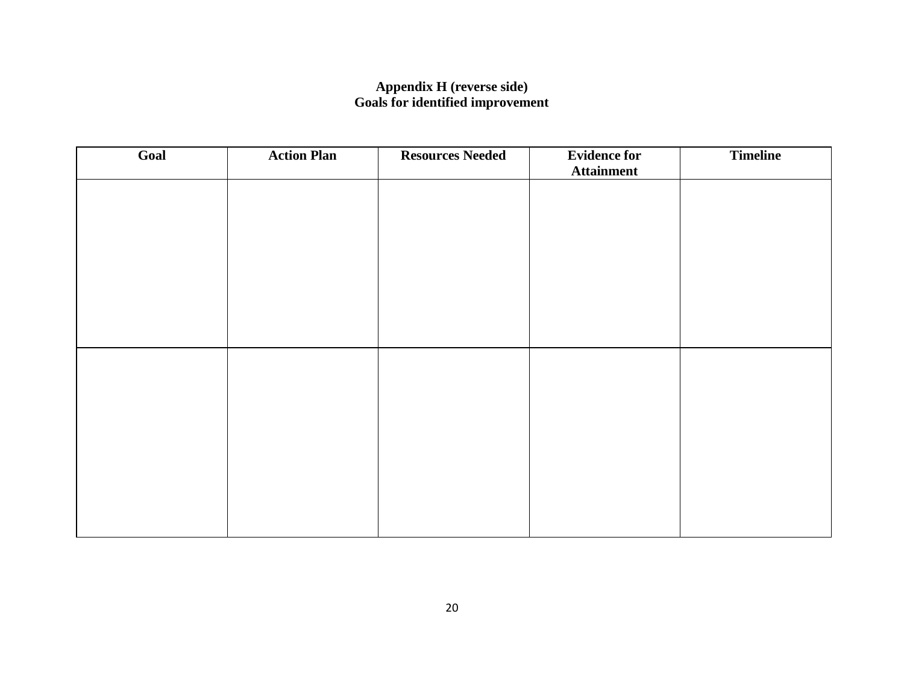**Appendix H (reverse side)**
**Goals for identified improvement**

| Goal | Action Plan | Resources Needed | Evidence for Attainment | Timeline |
| --- | --- | --- | --- | --- |
| | | | | |
| | | | | |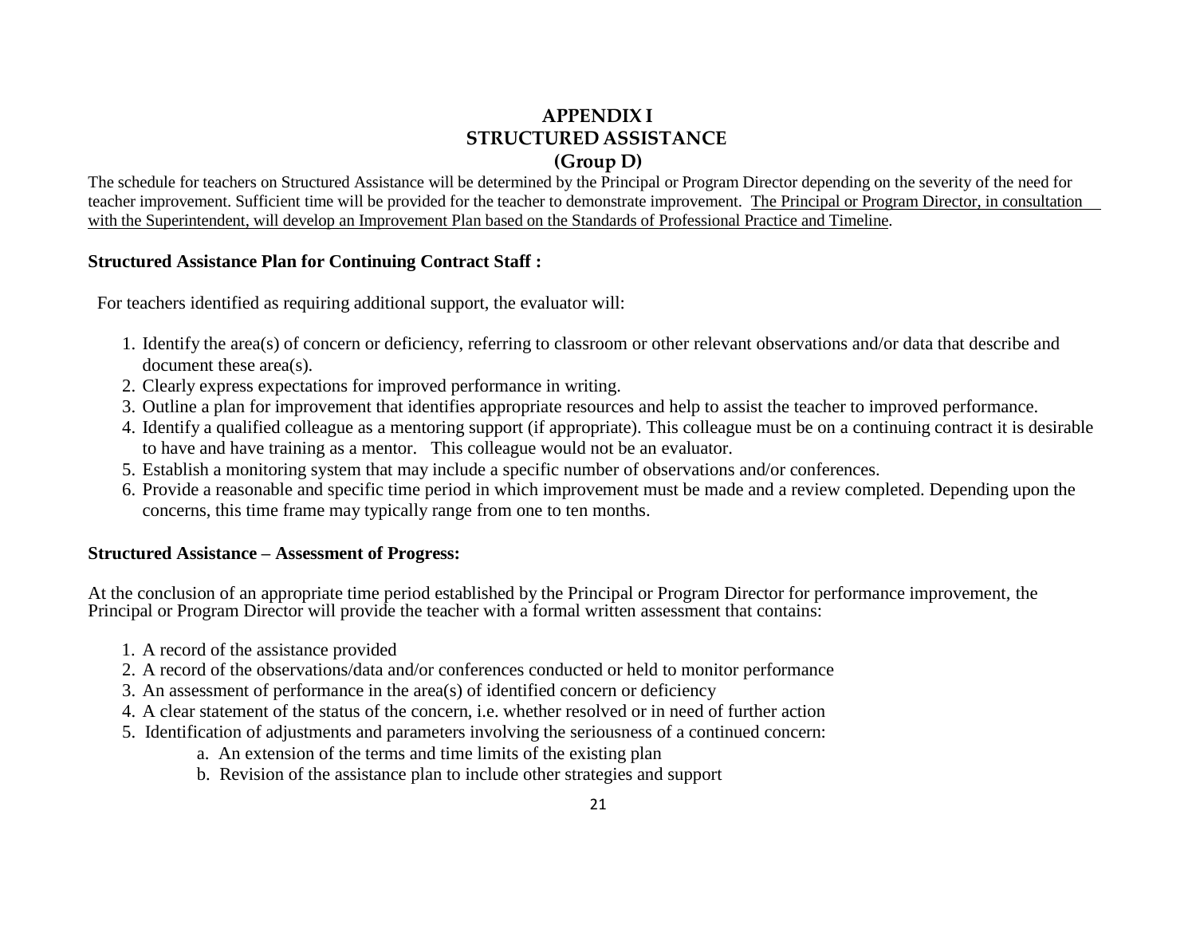# APPENDIX I
# STRUCTURED ASSISTANCE
# (Group D)

The schedule for teachers on Structured Assistance will be determined by the Principal or Program Director depending on the severity of the need for teacher improvement. Sufficient time will be provided for the teacher to demonstrate improvement. <u>The Principal or Program Director, in consultation with the Superintendent, will develop an Improvement Plan based on the Standards of Professional Practice and Timeline</u>.

**Structured Assistance Plan for Continuing Contract Staff :**

For teachers identified as requiring additional support, the evaluator will:

1. Identify the area(s) of concern or deficiency, referring to classroom or other relevant observations and/or data that describe and document these area(s).
2. Clearly express expectations for improved performance in writing.
3. Outline a plan for improvement that identifies appropriate resources and help to assist the teacher to improved performance.
4. Identify a qualified colleague as a mentoring support (if appropriate). This colleague must be on a continuing contract it is desirable to have and have training as a mentor. This colleague would not be an evaluator.
5. Establish a monitoring system that may include a specific number of observations and/or conferences.
6. Provide a reasonable and specific time period in which improvement must be made and a review completed. Depending upon the concerns, this time frame may typically range from one to ten months.

**Structured Assistance – Assessment of Progress:**

At the conclusion of an appropriate time period established by the Principal or Program Director for performance improvement, the Principal or Program Director will provide the teacher with a formal written assessment that contains:

1. A record of the assistance provided
2. A record of the observations/data and/or conferences conducted or held to monitor performance
3. An assessment of performance in the area(s) of identified concern or deficiency
4. A clear statement of the status of the concern, i.e. whether resolved or in need of further action
5. Identification of adjustments and parameters involving the seriousness of a continued concern:
   a. An extension of the terms and time limits of the existing plan
   b. Revision of the assistance plan to include other strategies and support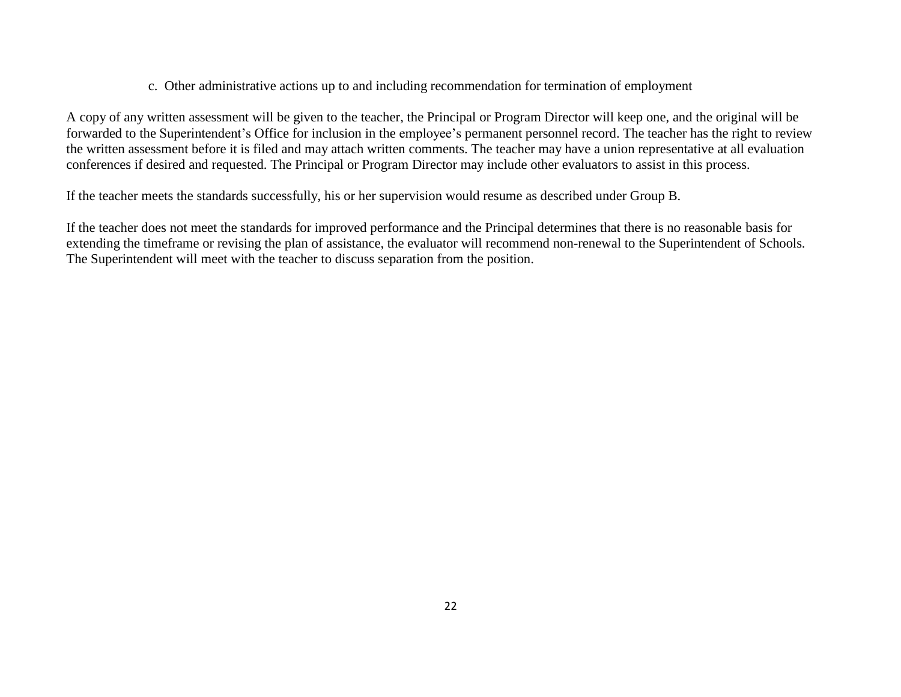c. Other administrative actions up to and including recommendation for termination of employment

A copy of any written assessment will be given to the teacher, the Principal or Program Director will keep one, and the original will be forwarded to the Superintendent's Office for inclusion in the employee's permanent personnel record. The teacher has the right to review the written assessment before it is filed and may attach written comments. The teacher may have a union representative at all evaluation conferences if desired and requested. The Principal or Program Director may include other evaluators to assist in this process.

If the teacher meets the standards successfully, his or her supervision would resume as described under Group B.

If the teacher does not meet the standards for improved performance and the Principal determines that there is no reasonable basis for extending the timeframe or revising the plan of assistance, the evaluator will recommend non-renewal to the Superintendent of Schools. The Superintendent will meet with the teacher to discuss separation from the position.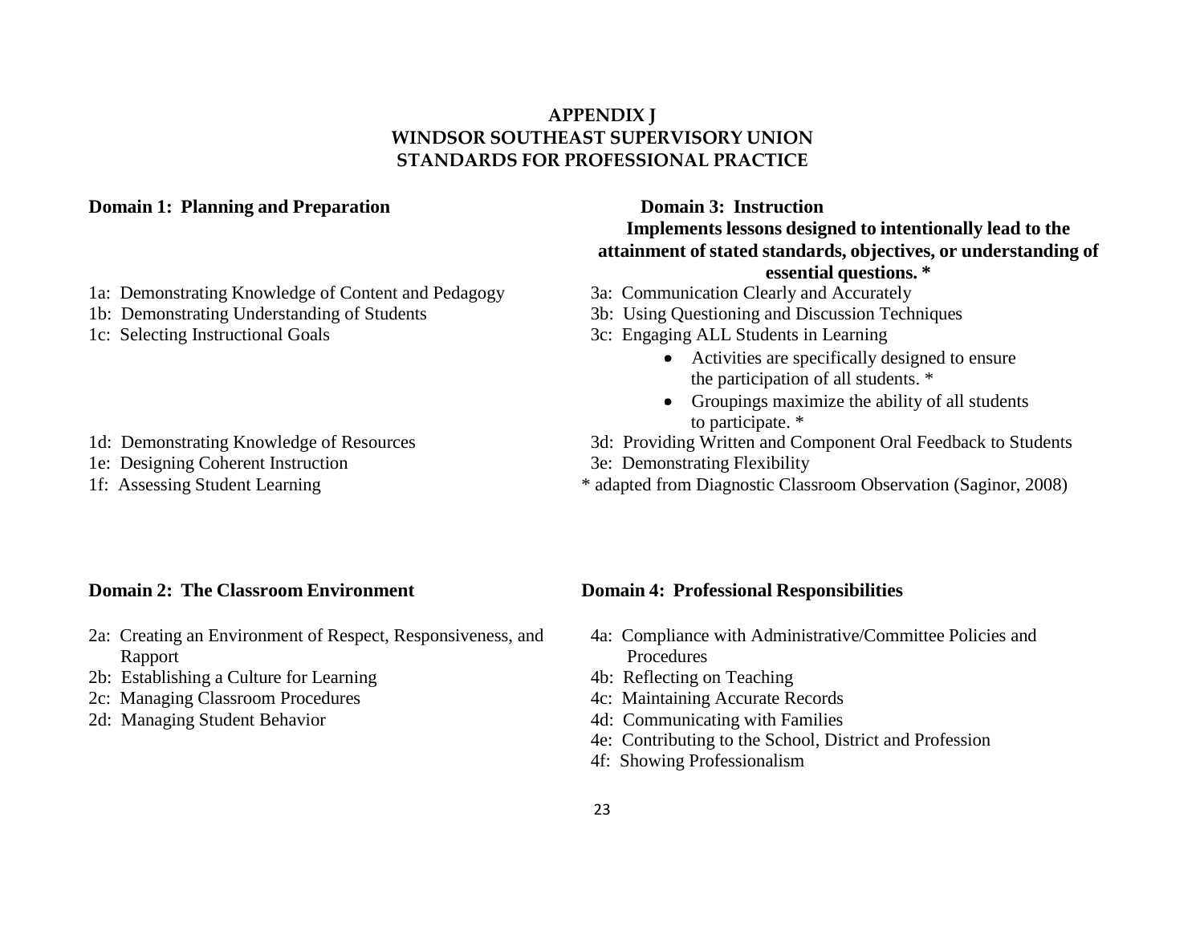# APPENDIX J
# WINDSOR SOUTHEAST SUPERVISORY UNION
# STANDARDS FOR PROFESSIONAL PRACTICE

**Domain 1: Planning and Preparation**

1a: Demonstrating Knowledge of Content and Pedagogy
1b: Demonstrating Understanding of Students
1c: Selecting Instructional Goals
1d: Demonstrating Knowledge of Resources
1e: Designing Coherent Instruction
1f: Assessing Student Learning

**Domain 2: The Classroom Environment**

2a: Creating an Environment of Respect, Responsiveness, and Rapport
2b: Establishing a Culture for Learning
2c: Managing Classroom Procedures
2d: Managing Student Behavior

**Domain 3: Instruction**

**Implements lessons designed to intentionally lead to the attainment of stated standards, objectives, or understanding of essential questions. ***

3a: Communication Clearly and Accurately
3b: Using Questioning and Discussion Techniques
3c: Engaging ALL Students in Learning

- Activities are specifically designed to ensure the participation of all students. *
- Groupings maximize the ability of all students to participate. *

3d: Providing Written and Component Oral Feedback to Students
3e: Demonstrating Flexibility

* adapted from Diagnostic Classroom Observation (Saginor, 2008)

**Domain 4: Professional Responsibilities**

4a: Compliance with Administrative/Committee Policies and Procedures
4b: Reflecting on Teaching
4c: Maintaining Accurate Records
4d: Communicating with Families
4e: Contributing to the School, District and Profession
4f: Showing Professionalism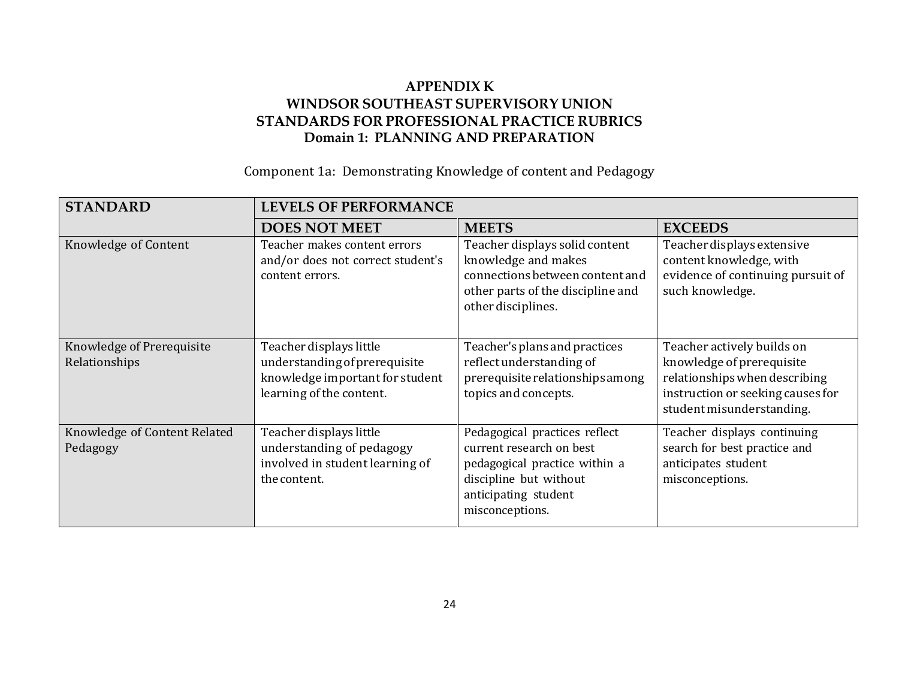# APPENDIX K
# WINDSOR SOUTHEAST SUPERVISORY UNION
# STANDARDS FOR PROFESSIONAL PRACTICE RUBRICS
## Domain 1: PLANNING AND PREPARATION

Component 1a: Demonstrating Knowledge of content and Pedagogy

| STANDARD | LEVELS OF PERFORMANCE | | |
|---|---|---|---|
| | **DOES NOT MEET** | **MEETS** | **EXCEEDS** |
| Knowledge of Content | Teacher makes content errors and/or does not correct student's content errors. | Teacher displays solid content knowledge and makes connections between content and other parts of the discipline and other disciplines. | Teacher displays extensive content knowledge, with evidence of continuing pursuit of such knowledge. |
| Knowledge of Prerequisite Relationships | Teacher displays little understanding of prerequisite knowledge important for student learning of the content. | Teacher's plans and practices reflect understanding of prerequisite relationships among topics and concepts. | Teacher actively builds on knowledge of prerequisite relationships when describing instruction or seeking causes for student misunderstanding. |
| Knowledge of Content Related Pedagogy | Teacher displays little understanding of pedagogy involved in student learning of the content. | Pedagogical practices reflect current research on best pedagogical practice within a discipline but without anticipating student misconceptions. | Teacher displays continuing search for best practice and anticipates student misconceptions. |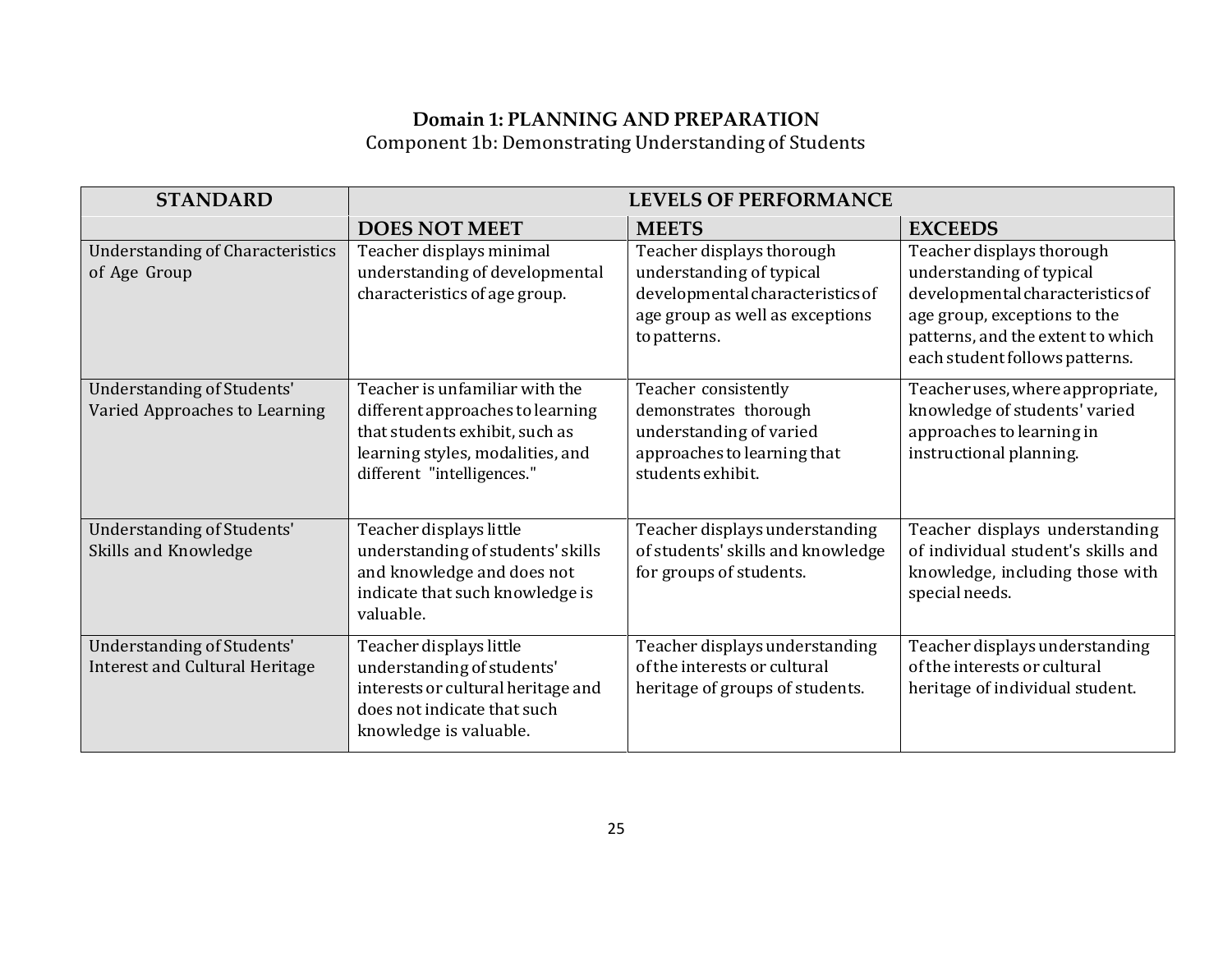## Domain 1: PLANNING AND PREPARATION

Component 1b: Demonstrating Understanding of Students

| STANDARD | LEVELS OF PERFORMANCE | | |
|---|---|---|---|
| | **DOES NOT MEET** | **MEETS** | **EXCEEDS** |
| Understanding of Characteristics of Age Group | Teacher displays minimal understanding of developmental characteristics of age group. | Teacher displays thorough understanding of typical developmental characteristics of age group as well as exceptions to patterns. | Teacher displays thorough understanding of typical developmental characteristics of age group, exceptions to the patterns, and the extent to which each student follows patterns. |
| Understanding of Students' Varied Approaches to Learning | Teacher is unfamiliar with the different approaches to learning that students exhibit, such as learning styles, modalities, and different "intelligences." | Teacher consistently demonstrates thorough understanding of varied approaches to learning that students exhibit. | Teacher uses, where appropriate, knowledge of students' varied approaches to learning in instructional planning. |
| Understanding of Students' Skills and Knowledge | Teacher displays little understanding of students' skills and knowledge and does not indicate that such knowledge is valuable. | Teacher displays understanding of students' skills and knowledge for groups of students. | Teacher displays understanding of individual student's skills and knowledge, including those with special needs. |
| Understanding of Students' Interest and Cultural Heritage | Teacher displays little understanding of students' interests or cultural heritage and does not indicate that such knowledge is valuable. | Teacher displays understanding of the interests or cultural heritage of groups of students. | Teacher displays understanding of the interests or cultural heritage of individual student. |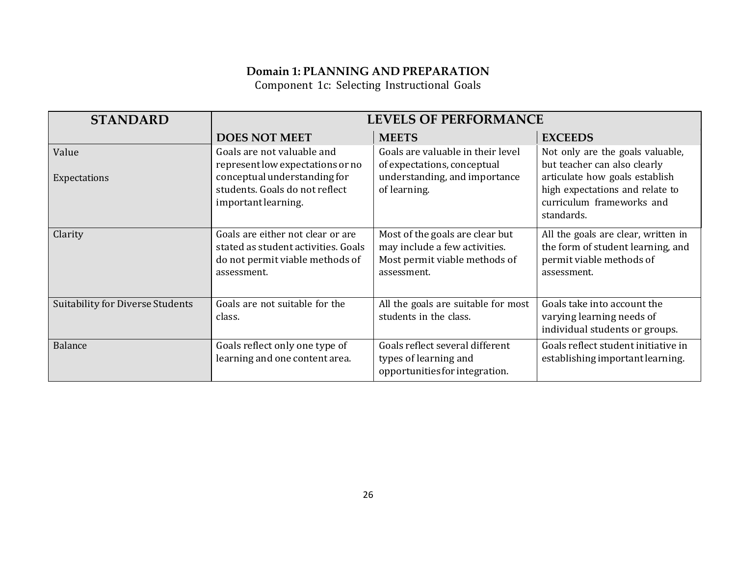## Domain 1: PLANNING AND PREPARATION

Component 1c: Selecting Instructional Goals

| STANDARD | LEVELS OF PERFORMANCE | | |
|---|---|---|---|
| | **DOES NOT MEET** | **MEETS** | **EXCEEDS** |
| Value<br><br>Expectations | Goals are not valuable and represent low expectations or no conceptual understanding for students. Goals do not reflect important learning. | Goals are valuable in their level of expectations, conceptual understanding, and importance of learning. | Not only are the goals valuable, but teacher can also clearly articulate how goals establish high expectations and relate to curriculum frameworks and standards. |
| Clarity | Goals are either not clear or are stated as student activities. Goals do not permit viable methods of assessment. | Most of the goals are clear but may include a few activities. Most permit viable methods of assessment. | All the goals are clear, written in the form of student learning, and permit viable methods of assessment. |
| Suitability for Diverse Students | Goals are not suitable for the class. | All the goals are suitable for most students in the class. | Goals take into account the varying learning needs of individual students or groups. |
| Balance | Goals reflect only one type of learning and one content area. | Goals reflect several different types of learning and opportunities for integration. | Goals reflect student initiative in establishing important learning. |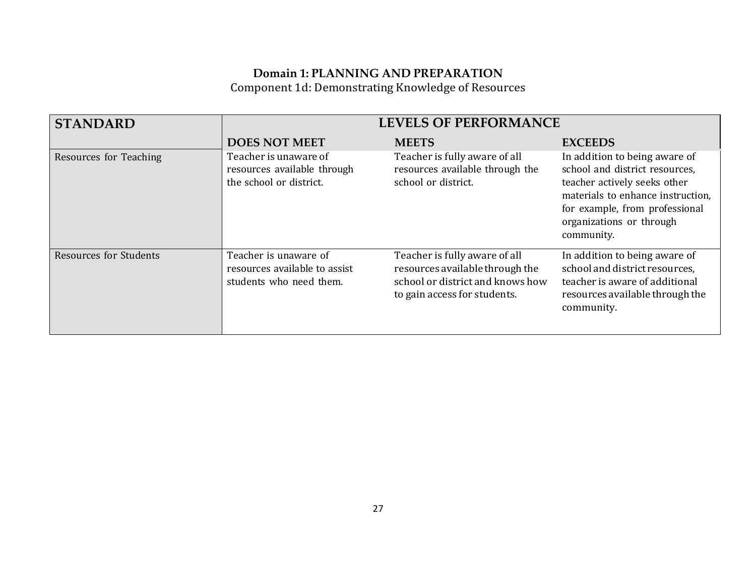**Domain 1: PLANNING AND PREPARATION**

Component 1d: Demonstrating Knowledge of Resources

| STANDARD | LEVELS OF PERFORMANCE | | |
|---|---|---|---|
| | DOES NOT MEET | MEETS | EXCEEDS |
| Resources for Teaching | Teacher is unaware of resources available through the school or district. | Teacher is fully aware of all resources available through the school or district. | In addition to being aware of school and district resources, teacher actively seeks other materials to enhance instruction, for example, from professional organizations or through community. |
| Resources for Students | Teacher is unaware of resources available to assist students who need them. | Teacher is fully aware of all resources available through the school or district and knows how to gain access for students. | In addition to being aware of school and district resources, teacher is aware of additional resources available through the community. |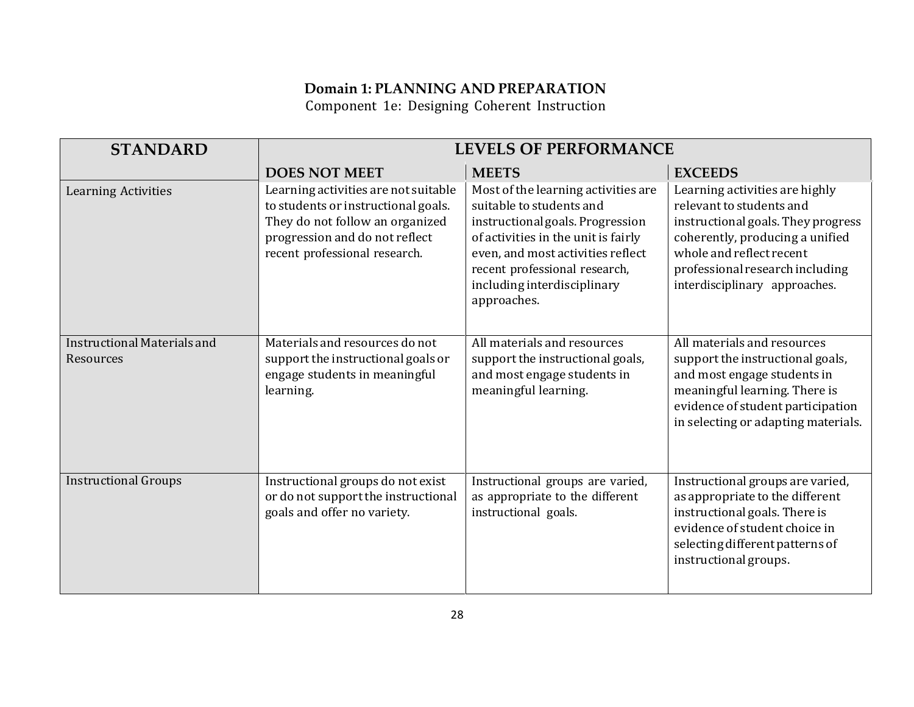**Domain 1: PLANNING AND PREPARATION**

Component 1e: Designing Coherent Instruction

| STANDARD | LEVELS OF PERFORMANCE | | |
|---|---|---|---|
| | **DOES NOT MEET** | **MEETS** | **EXCEEDS** |
| Learning Activities | Learning activities are not suitable to students or instructional goals. They do not follow an organized progression and do not reflect recent professional research. | Most of the learning activities are suitable to students and instructional goals. Progression of activities in the unit is fairly even, and most activities reflect recent professional research, including interdisciplinary approaches. | Learning activities are highly relevant to students and instructional goals. They progress coherently, producing a unified whole and reflect recent professional research including interdisciplinary approaches. |
| Instructional Materials and Resources | Materials and resources do not support the instructional goals or engage students in meaningful learning. | All materials and resources support the instructional goals, and most engage students in meaningful learning. | All materials and resources support the instructional goals, and most engage students in meaningful learning. There is evidence of student participation in selecting or adapting materials. |
| Instructional Groups | Instructional groups do not exist or do not support the instructional goals and offer no variety. | Instructional groups are varied, as appropriate to the different instructional goals. | Instructional groups are varied, as appropriate to the different instructional goals. There is evidence of student choice in selecting different patterns of instructional groups. |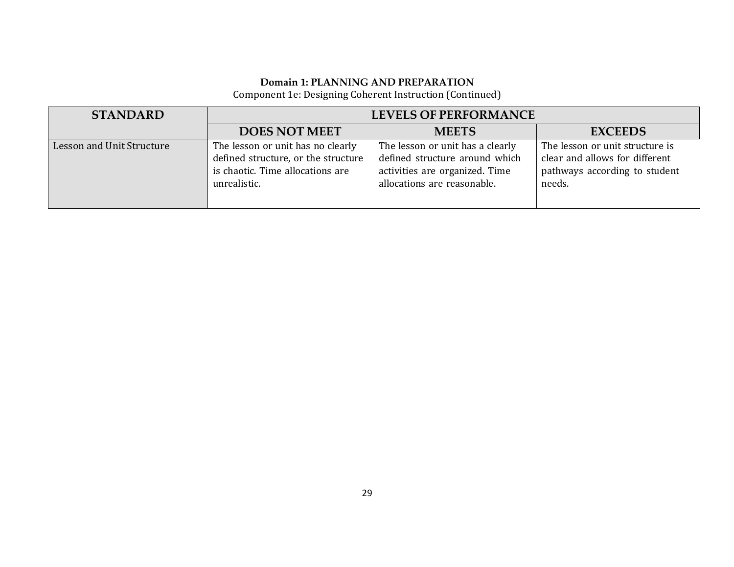**Domain 1: PLANNING AND PREPARATION**
Component 1e: Designing Coherent Instruction (Continued)

| STANDARD | LEVELS OF PERFORMANCE | | |
|---|---|---|---|
| | DOES NOT MEET | MEETS | EXCEEDS |
| Lesson and Unit Structure | The lesson or unit has no clearly defined structure, or the structure is chaotic. Time allocations are unrealistic. | The lesson or unit has a clearly defined structure around which activities are organized. Time allocations are reasonable. | The lesson or unit structure is clear and allows for different pathways according to student needs. |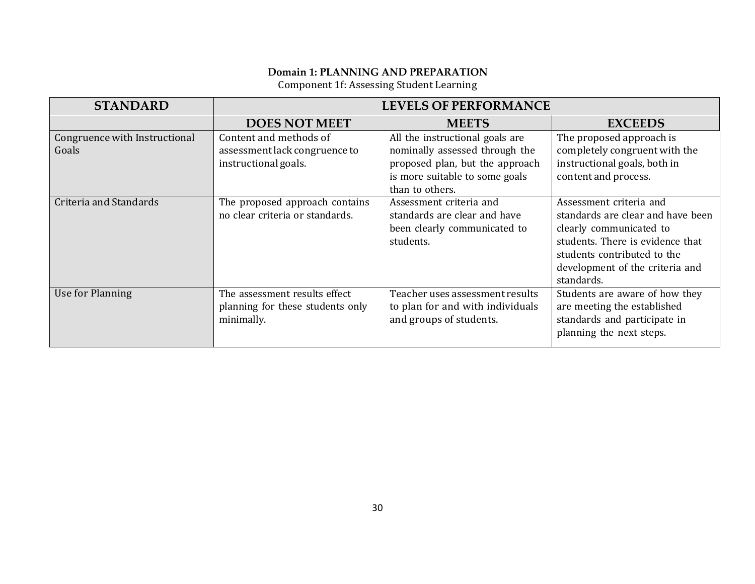**Domain 1: PLANNING AND PREPARATION**

Component 1f: Assessing Student Learning

| STANDARD | LEVELS OF PERFORMANCE | | |
|---|---|---|---|
| | **DOES NOT MEET** | **MEETS** | **EXCEEDS** |
| Congruence with Instructional Goals | Content and methods of assessment lack congruence to instructional goals. | All the instructional goals are nominally assessed through the proposed plan, but the approach is more suitable to some goals than to others. | The proposed approach is completely congruent with the instructional goals, both in content and process. |
| Criteria and Standards | The proposed approach contains no clear criteria or standards. | Assessment criteria and standards are clear and have been clearly communicated to students. | Assessment criteria and standards are clear and have been clearly communicated to students. There is evidence that students contributed to the development of the criteria and standards. |
| Use for Planning | The assessment results effect planning for these students only minimally. | Teacher uses assessment results to plan for and with individuals and groups of students. | Students are aware of how they are meeting the established standards and participate in planning the next steps. |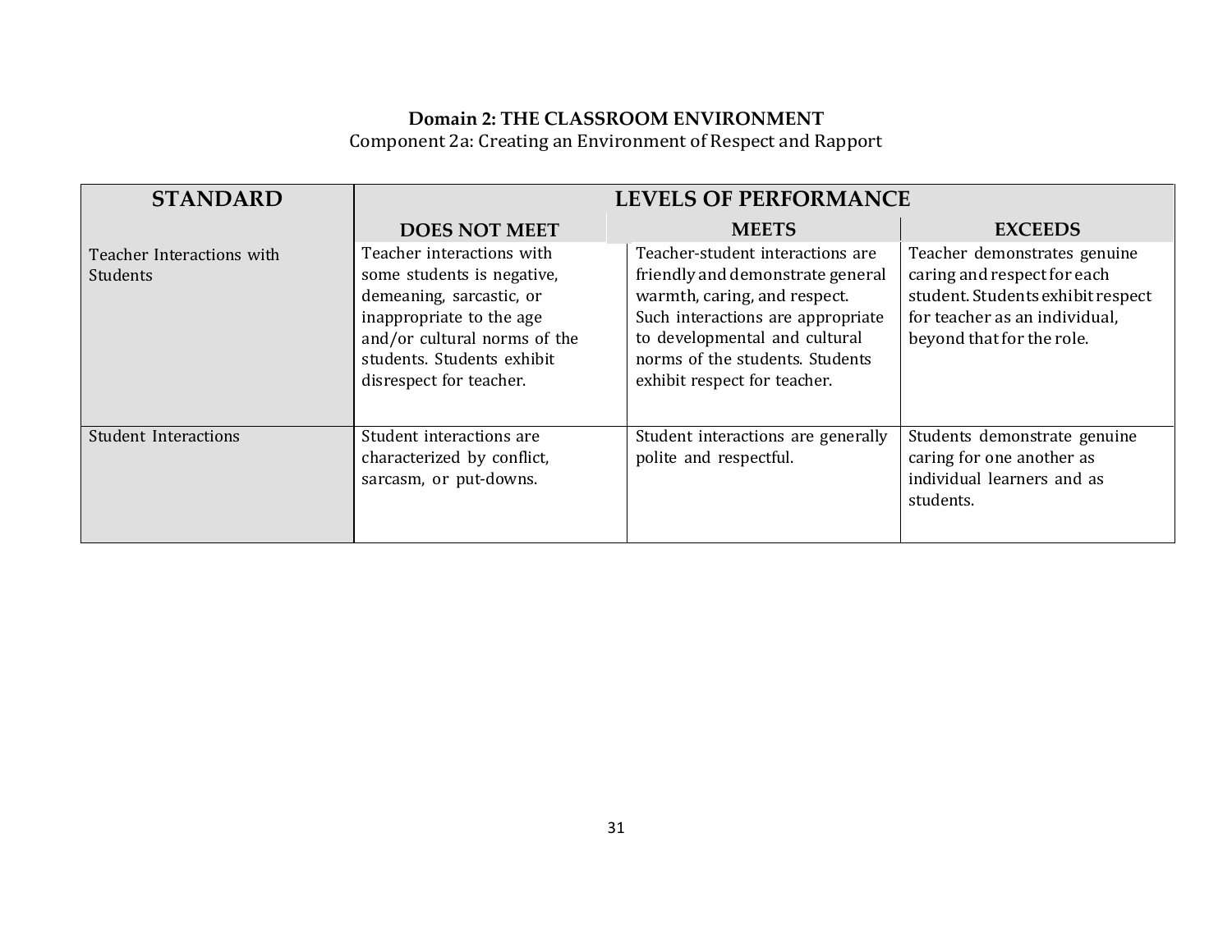## Domain 2: THE CLASSROOM ENVIRONMENT

Component 2a: Creating an Environment of Respect and Rapport

| STANDARD | LEVELS OF PERFORMANCE | | |
|---|---|---|---|
| | DOES NOT MEET | MEETS | EXCEEDS |
| Teacher Interactions with Students | Teacher interactions with some students is negative, demeaning, sarcastic, or inappropriate to the age and/or cultural norms of the students. Students exhibit disrespect for teacher. | Teacher-student interactions are friendly and demonstrate general warmth, caring, and respect. Such interactions are appropriate to developmental and cultural norms of the students. Students exhibit respect for teacher. | Teacher demonstrates genuine caring and respect for each student. Students exhibit respect for teacher as an individual, beyond that for the role. |
| Student Interactions | Student interactions are characterized by conflict, sarcasm, or put-downs. | Student interactions are generally polite and respectful. | Students demonstrate genuine caring for one another as individual learners and as students. |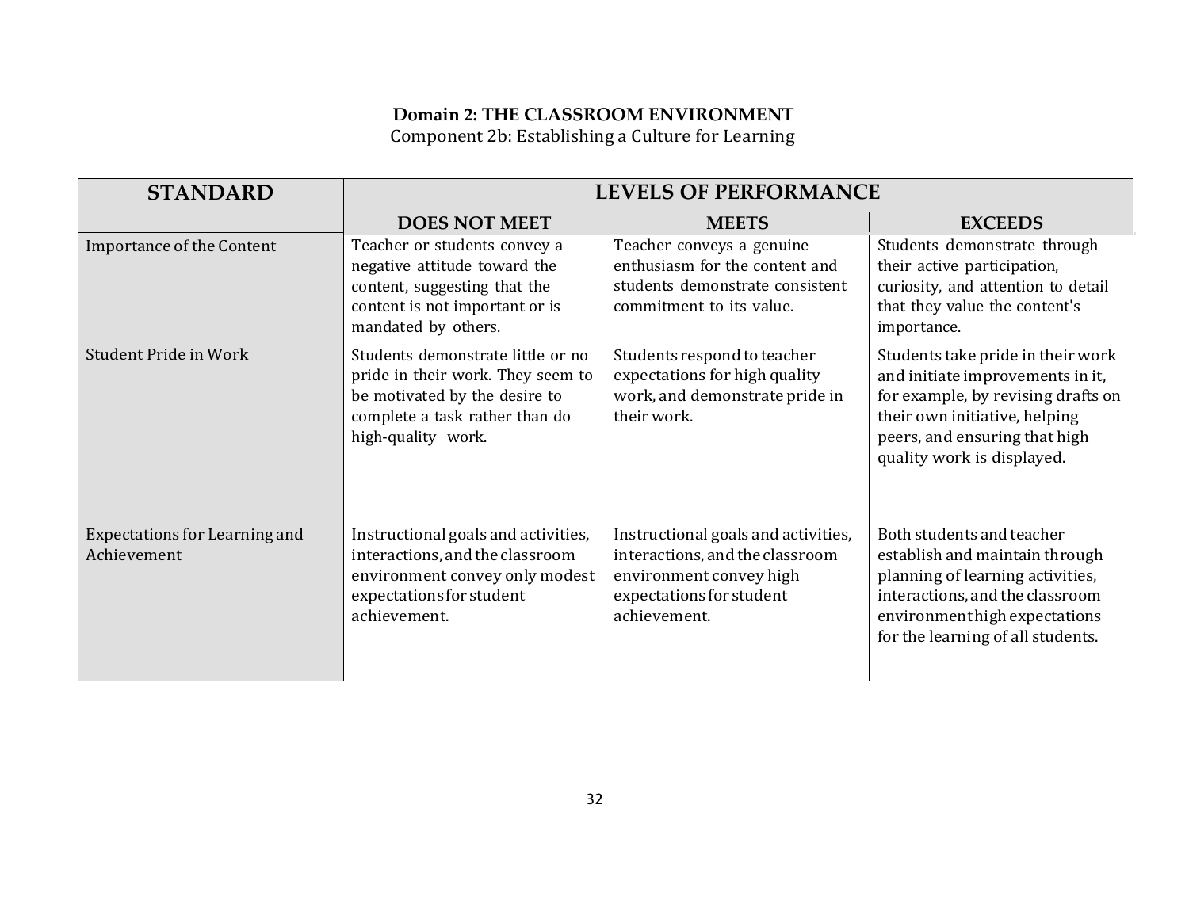**Domain 2: THE CLASSROOM ENVIRONMENT**
Component 2b: Establishing a Culture for Learning

| STANDARD | LEVELS OF PERFORMANCE | | |
|---|---|---|---|
| | DOES NOT MEET | MEETS | EXCEEDS |
| Importance of the Content | Teacher or students convey a negative attitude toward the content, suggesting that the content is not important or is mandated by others. | Teacher conveys a genuine enthusiasm for the content and students demonstrate consistent commitment to its value. | Students demonstrate through their active participation, curiosity, and attention to detail that they value the content's importance. |
| Student Pride in Work | Students demonstrate little or no pride in their work. They seem to be motivated by the desire to complete a task rather than do high-quality work. | Students respond to teacher expectations for high quality work, and demonstrate pride in their work. | Students take pride in their work and initiate improvements in it, for example, by revising drafts on their own initiative, helping peers, and ensuring that high quality work is displayed. |
| Expectations for Learning and Achievement | Instructional goals and activities, interactions, and the classroom environment convey only modest expectations for student achievement. | Instructional goals and activities, interactions, and the classroom environment convey high expectations for student achievement. | Both students and teacher establish and maintain through planning of learning activities, interactions, and the classroom environment high expectations for the learning of all students. |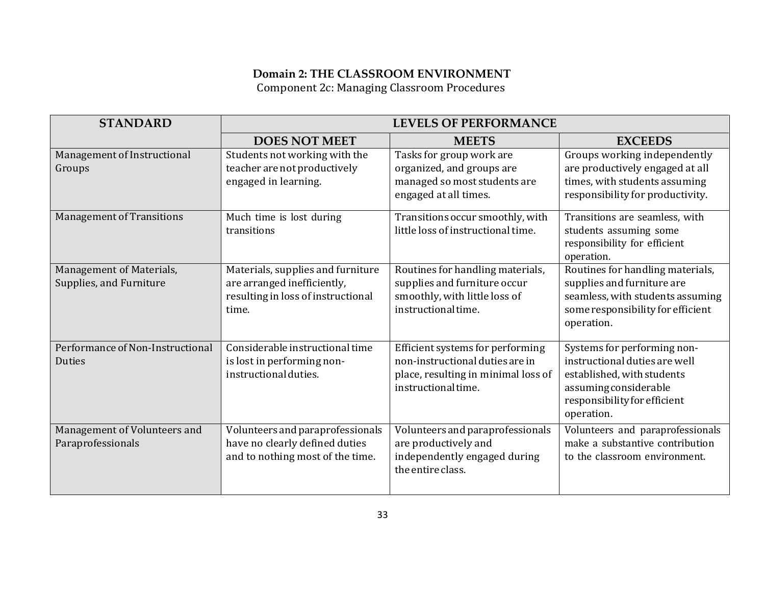**Domain 2: THE CLASSROOM ENVIRONMENT**
Component 2c: Managing Classroom Procedures

| STANDARD | LEVELS OF PERFORMANCE | | |
|---|---|---|---|
| | **DOES NOT MEET** | **MEETS** | **EXCEEDS** |
| Management of Instructional Groups | Students not working with the teacher are not productively engaged in learning. | Tasks for group work are organized, and groups are managed so most students are engaged at all times. | Groups working independently are productively engaged at all times, with students assuming responsibility for productivity. |
| Management of Transitions | Much time is lost during transitions | Transitions occur smoothly, with little loss of instructional time. | Transitions are seamless, with students assuming some responsibility for efficient operation. |
| Management of Materials, Supplies, and Furniture | Materials, supplies and furniture are arranged inefficiently, resulting in loss of instructional time. | Routines for handling materials, supplies and furniture occur smoothly, with little loss of instructional time. | Routines for handling materials, supplies and furniture are seamless, with students assuming some responsibility for efficient operation. |
| Performance of Non-Instructional Duties | Considerable instructional time is lost in performing non-instructional duties. | Efficient systems for performing non-instructional duties are in place, resulting in minimal loss of instructional time. | Systems for performing non-instructional duties are well established, with students assuming considerable responsibility for efficient operation. |
| Management of Volunteers and Paraprofessionals | Volunteers and paraprofessionals have no clearly defined duties and to nothing most of the time. | Volunteers and paraprofessionals are productively and independently engaged during the entire class. | Volunteers and paraprofessionals make a substantive contribution to the classroom environment. |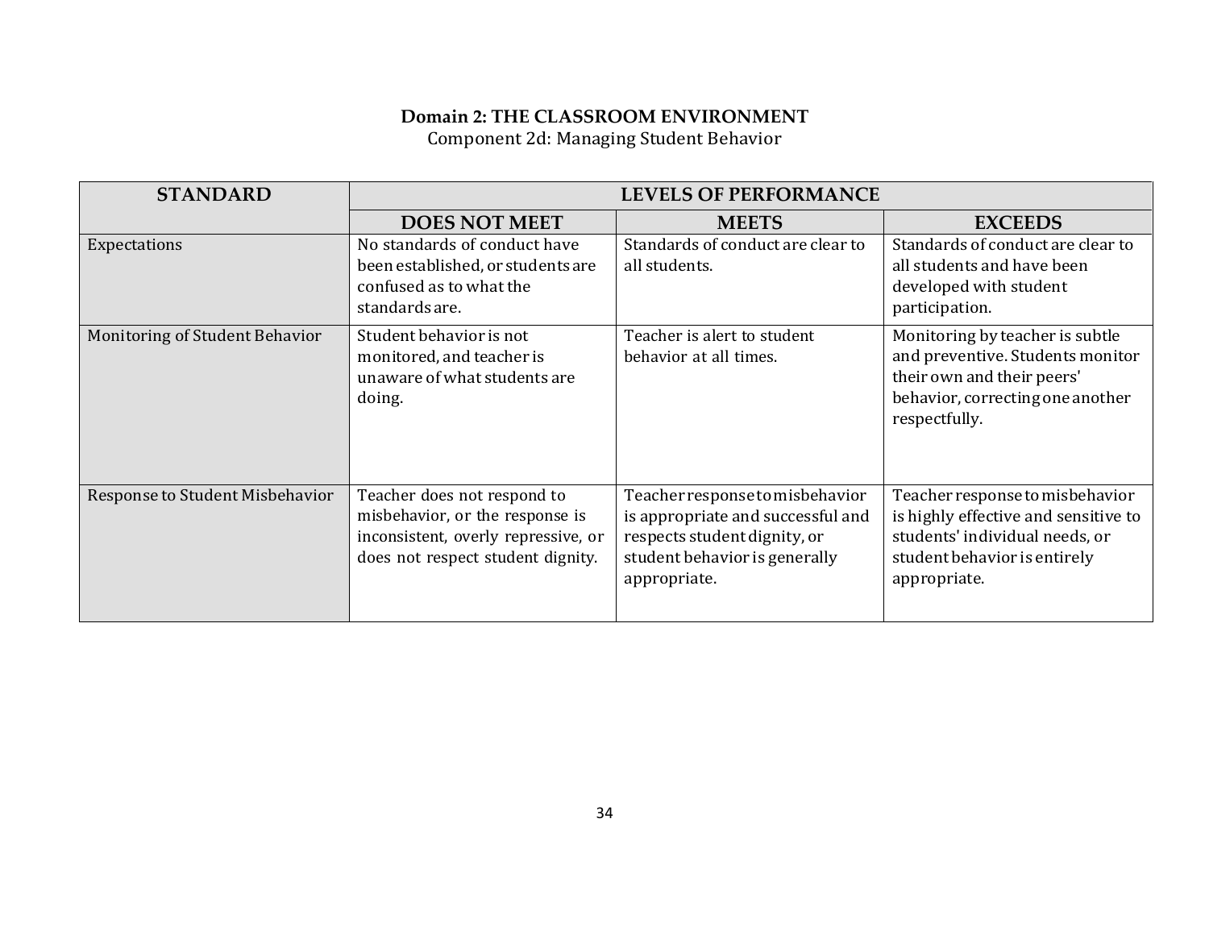**Domain 2: THE CLASSROOM ENVIRONMENT**

Component 2d: Managing Student Behavior

| STANDARD | LEVELS OF PERFORMANCE | | |
|---|---|---|---|
| | **DOES NOT MEET** | **MEETS** | **EXCEEDS** |
| Expectations | No standards of conduct have been established, or students are confused as to what the standards are. | Standards of conduct are clear to all students. | Standards of conduct are clear to all students and have been developed with student participation. |
| Monitoring of Student Behavior | Student behavior is not monitored, and teacher is unaware of what students are doing. | Teacher is alert to student behavior at all times. | Monitoring by teacher is subtle and preventive. Students monitor their own and their peers' behavior, correcting one another respectfully. |
| Response to Student Misbehavior | Teacher does not respond to misbehavior, or the response is inconsistent, overly repressive, or does not respect student dignity. | Teacher response to misbehavior is appropriate and successful and respects student dignity, or student behavior is generally appropriate. | Teacher response to misbehavior is highly effective and sensitive to students' individual needs, or student behavior is entirely appropriate. |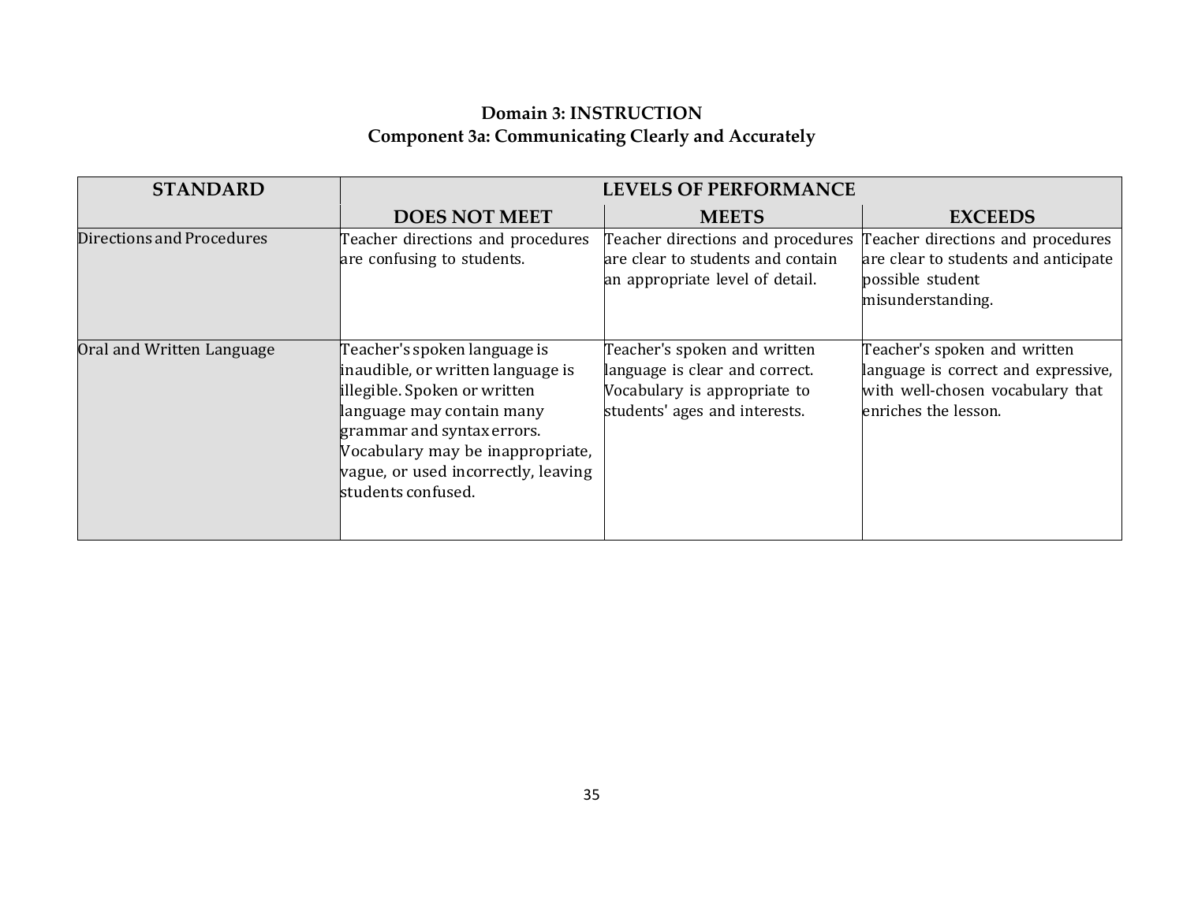**Domain 3: INSTRUCTION**
**Component 3a: Communicating Clearly and Accurately**

| STANDARD | LEVELS OF PERFORMANCE | | |
|---|---|---|---|
| | DOES NOT MEET | MEETS | EXCEEDS |
| Directions and Procedures | Teacher directions and procedures are confusing to students. | Teacher directions and procedures are clear to students and contain an appropriate level of detail. | Teacher directions and procedures are clear to students and anticipate possible student misunderstanding. |
| Oral and Written Language | Teacher's spoken language is inaudible, or written language is illegible. Spoken or written language may contain many grammar and syntax errors. Vocabulary may be inappropriate, vague, or used incorrectly, leaving students confused. | Teacher's spoken and written language is clear and correct. Vocabulary is appropriate to students' ages and interests. | Teacher's spoken and written language is correct and expressive, with well-chosen vocabulary that enriches the lesson. |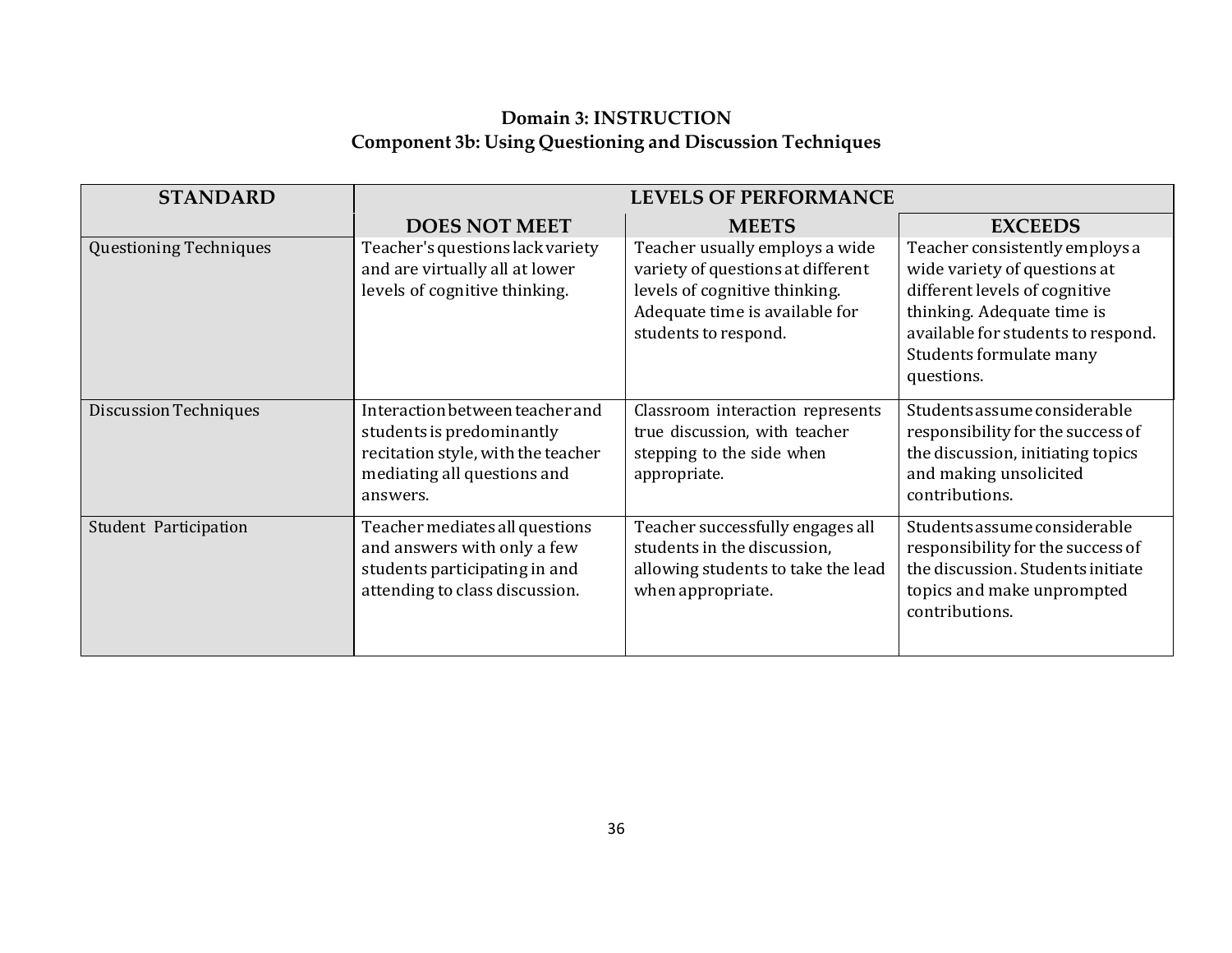## Domain 3: INSTRUCTION
## Component 3b: Using Questioning and Discussion Techniques

| STANDARD | LEVELS OF PERFORMANCE | | |
|---|---|---|---|
| | **DOES NOT MEET** | **MEETS** | **EXCEEDS** |
| Questioning Techniques | Teacher's questions lack variety and are virtually all at lower levels of cognitive thinking. | Teacher usually employs a wide variety of questions at different levels of cognitive thinking. Adequate time is available for students to respond. | Teacher consistently employs a wide variety of questions at different levels of cognitive thinking. Adequate time is available for students to respond. Students formulate many questions. |
| Discussion Techniques | Interaction between teacher and students is predominantly recitation style, with the teacher mediating all questions and answers. | Classroom interaction represents true discussion, with teacher stepping to the side when appropriate. | Students assume considerable responsibility for the success of the discussion, initiating topics and making unsolicited contributions. |
| Student Participation | Teacher mediates all questions and answers with only a few students participating in and attending to class discussion. | Teacher successfully engages all students in the discussion, allowing students to take the lead when appropriate. | Students assume considerable responsibility for the success of the discussion. Students initiate topics and make unprompted contributions. |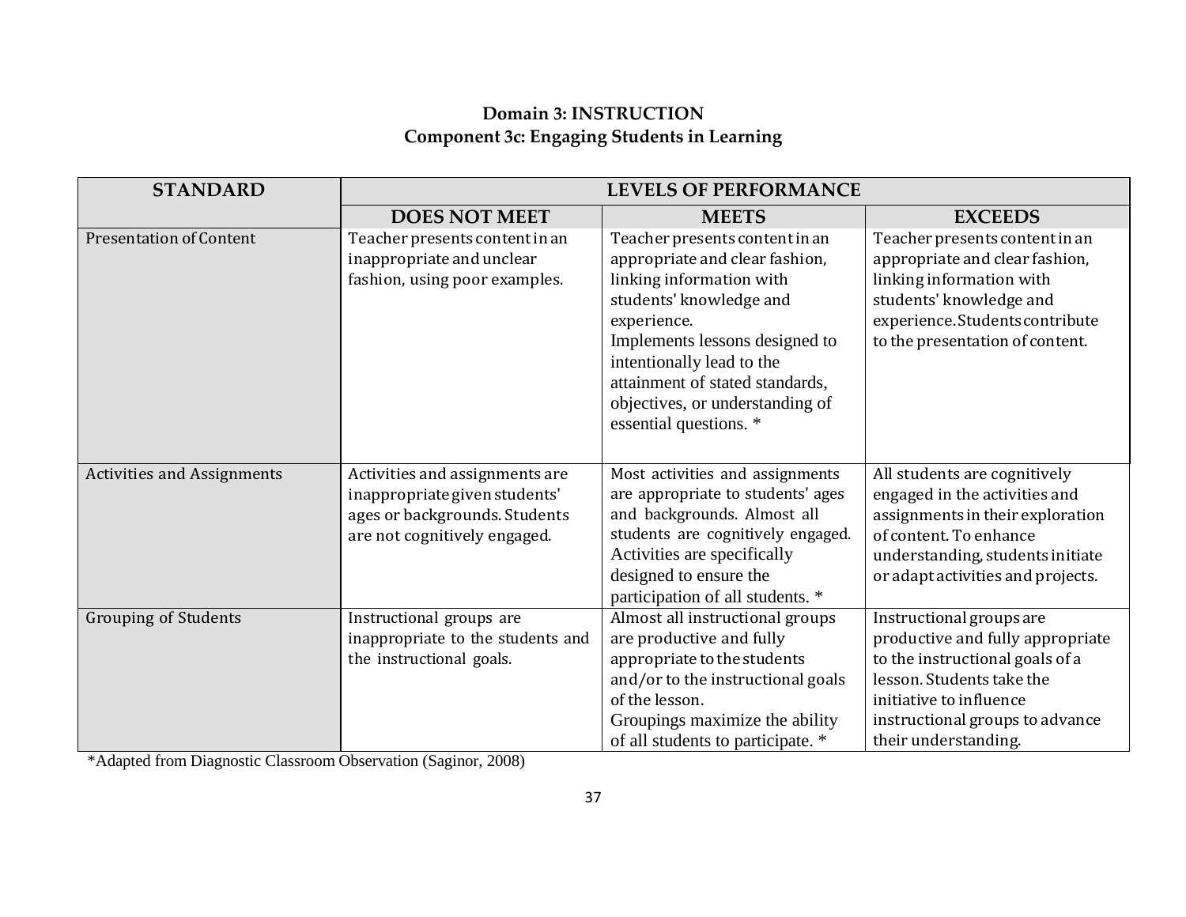## Domain 3: INSTRUCTION
### Component 3c: Engaging Students in Learning

| STANDARD | LEVELS OF PERFORMANCE | | |
|---|---|---|---|
| | **DOES NOT MEET** | **MEETS** | **EXCEEDS** |
| Presentation of Content | Teacher presents content in an inappropriate and unclear fashion, using poor examples. | Teacher presents content in an appropriate and clear fashion, linking information with students' knowledge and experience.<br>Implements lessons designed to intentionally lead to the attainment of stated standards, objectives, or understanding of essential questions. * | Teacher presents content in an appropriate and clear fashion, linking information with students' knowledge and experience. Students contribute to the presentation of content. |
| Activities and Assignments | Activities and assignments are inappropriate given students' ages or backgrounds. Students are not cognitively engaged. | Most activities and assignments are appropriate to students' ages and backgrounds. Almost all students are cognitively engaged. Activities are specifically designed to ensure the participation of all students. * | All students are cognitively engaged in the activities and assignments in their exploration of content. To enhance understanding, students initiate or adapt activities and projects. |
| Grouping of Students | Instructional groups are inappropriate to the students and the instructional goals. | Almost all instructional groups are productive and fully appropriate to the students and/or to the instructional goals of the lesson.<br>Groupings maximize the ability of all students to participate. * | Instructional groups are productive and fully appropriate to the instructional goals of a lesson. Students take the initiative to influence instructional groups to advance their understanding. |

*Adapted from Diagnostic Classroom Observation (Saginor, 2008)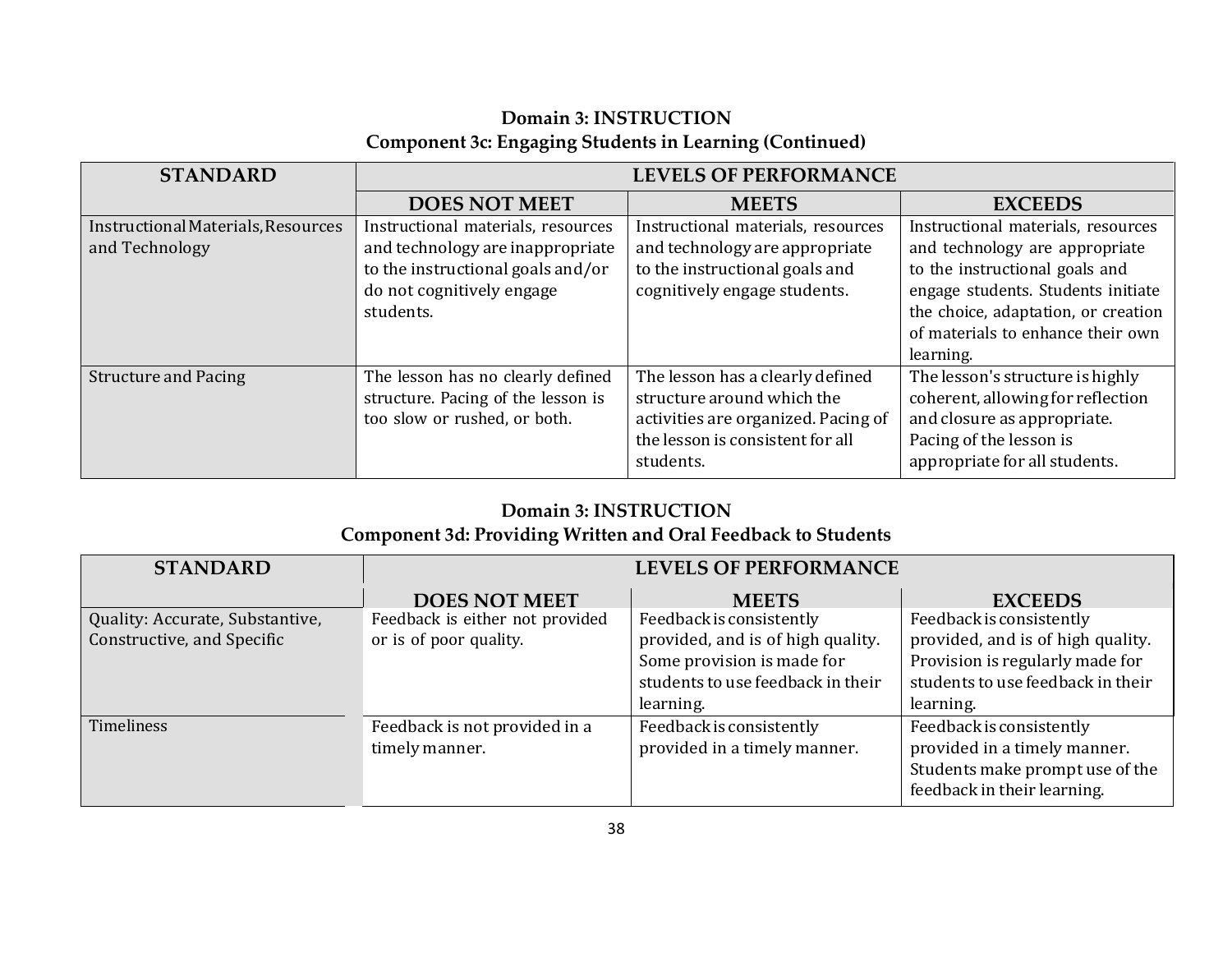## Domain 3: INSTRUCTION
### Component 3c: Engaging Students in Learning (Continued)

| STANDARD | LEVELS OF PERFORMANCE | | |
|---|---|---|---|
| | **DOES NOT MEET** | **MEETS** | **EXCEEDS** |
| Instructional Materials, Resources and Technology | Instructional materials, resources and technology are inappropriate to the instructional goals and/or do not cognitively engage students. | Instructional materials, resources and technology are appropriate to the instructional goals and cognitively engage students. | Instructional materials, resources and technology are appropriate to the instructional goals and engage students. Students initiate the choice, adaptation, or creation of materials to enhance their own learning. |
| Structure and Pacing | The lesson has no clearly defined structure. Pacing of the lesson is too slow or rushed, or both. | The lesson has a clearly defined structure around which the activities are organized. Pacing of the lesson is consistent for all students. | The lesson's structure is highly coherent, allowing for reflection and closure as appropriate. Pacing of the lesson is appropriate for all students. |

## Domain 3: INSTRUCTION
### Component 3d: Providing Written and Oral Feedback to Students

| STANDARD | LEVELS OF PERFORMANCE | | |
|---|---|---|---|
| | **DOES NOT MEET** | **MEETS** | **EXCEEDS** |
| Quality: Accurate, Substantive, Constructive, and Specific | Feedback is either not provided or is of poor quality. | Feedback is consistently provided, and is of high quality. Some provision is made for students to use feedback in their learning. | Feedback is consistently provided, and is of high quality. Provision is regularly made for students to use feedback in their learning. |
| Timeliness | Feedback is not provided in a timely manner. | Feedback is consistently provided in a timely manner. | Feedback is consistently provided in a timely manner. Students make prompt use of the feedback in their learning. |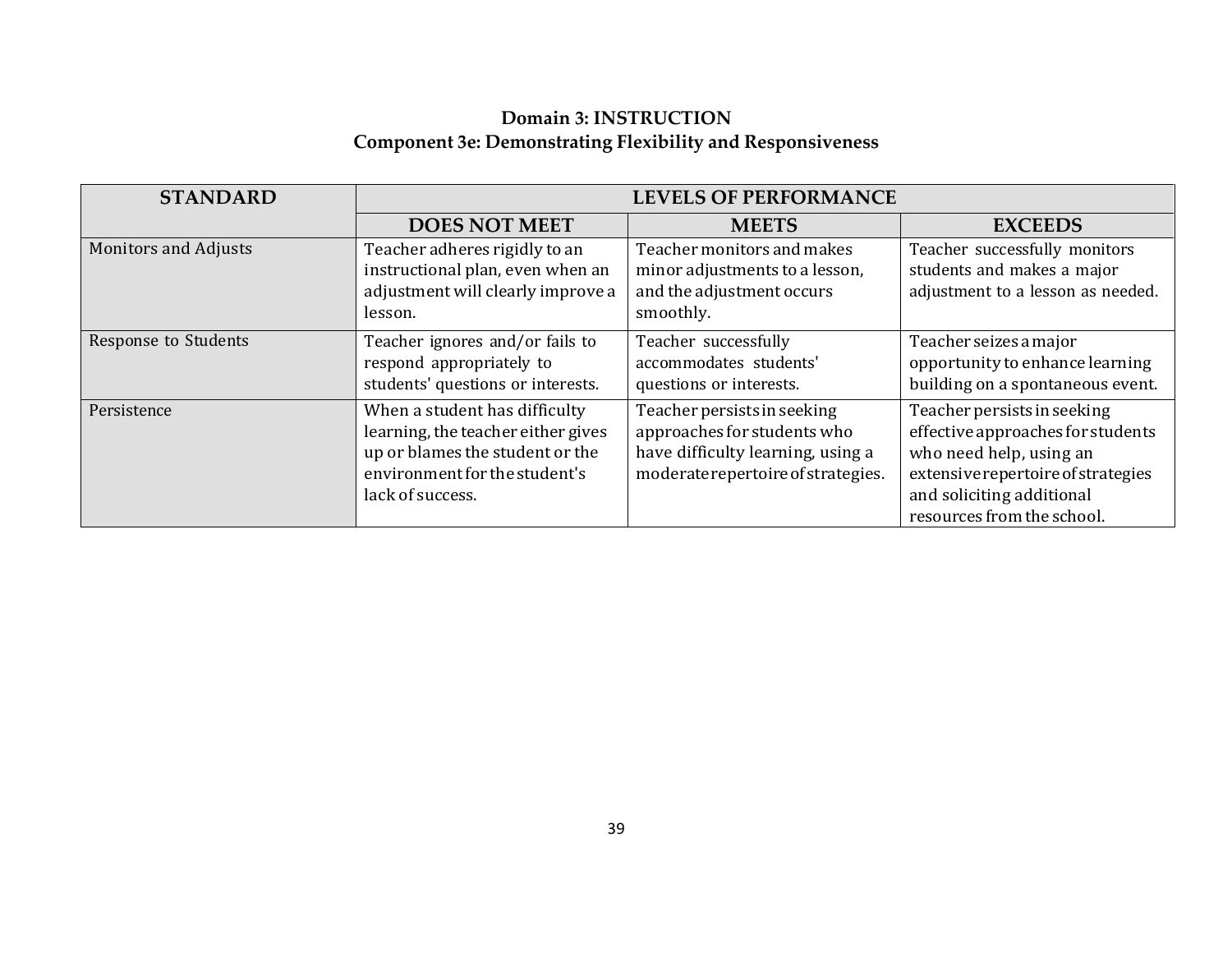**Domain 3: INSTRUCTION**
**Component 3e: Demonstrating Flexibility and Responsiveness**

| STANDARD | LEVELS OF PERFORMANCE | | |
|---|---|---|---|
| | **DOES NOT MEET** | **MEETS** | **EXCEEDS** |
| Monitors and Adjusts | Teacher adheres rigidly to an instructional plan, even when an adjustment will clearly improve a lesson. | Teacher monitors and makes minor adjustments to a lesson, and the adjustment occurs smoothly. | Teacher successfully monitors students and makes a major adjustment to a lesson as needed. |
| Response to Students | Teacher ignores and/or fails to respond appropriately to students' questions or interests. | Teacher successfully accommodates students' questions or interests. | Teacher seizes a major opportunity to enhance learning building on a spontaneous event. |
| Persistence | When a student has difficulty learning, the teacher either gives up or blames the student or the environment for the student's lack of success. | Teacher persists in seeking approaches for students who have difficulty learning, using a moderate repertoire of strategies. | Teacher persists in seeking effective approaches for students who need help, using an extensive repertoire of strategies and soliciting additional resources from the school. |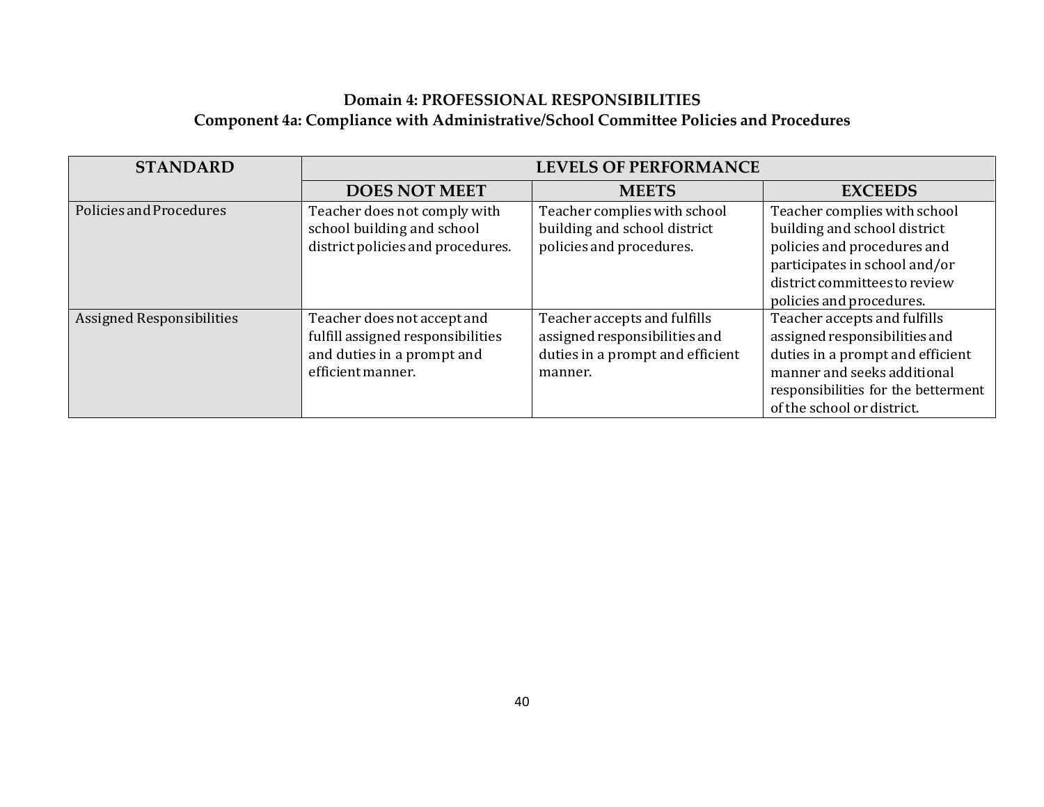## Domain 4: PROFESSIONAL RESPONSIBILITIES
### Component 4a: Compliance with Administrative/School Committee Policies and Procedures

| STANDARD | LEVELS OF PERFORMANCE | | |
|---|---|---|---|
| | **DOES NOT MEET** | **MEETS** | **EXCEEDS** |
| Policies and Procedures | Teacher does not comply with school building and school district policies and procedures. | Teacher complies with school building and school district policies and procedures. | Teacher complies with school building and school district policies and procedures and participates in school and/or district committees to review policies and procedures. |
| Assigned Responsibilities | Teacher does not accept and fulfill assigned responsibilities and duties in a prompt and efficient manner. | Teacher accepts and fulfills assigned responsibilities and duties in a prompt and efficient manner. | Teacher accepts and fulfills assigned responsibilities and duties in a prompt and efficient manner and seeks additional responsibilities for the betterment of the school or district. |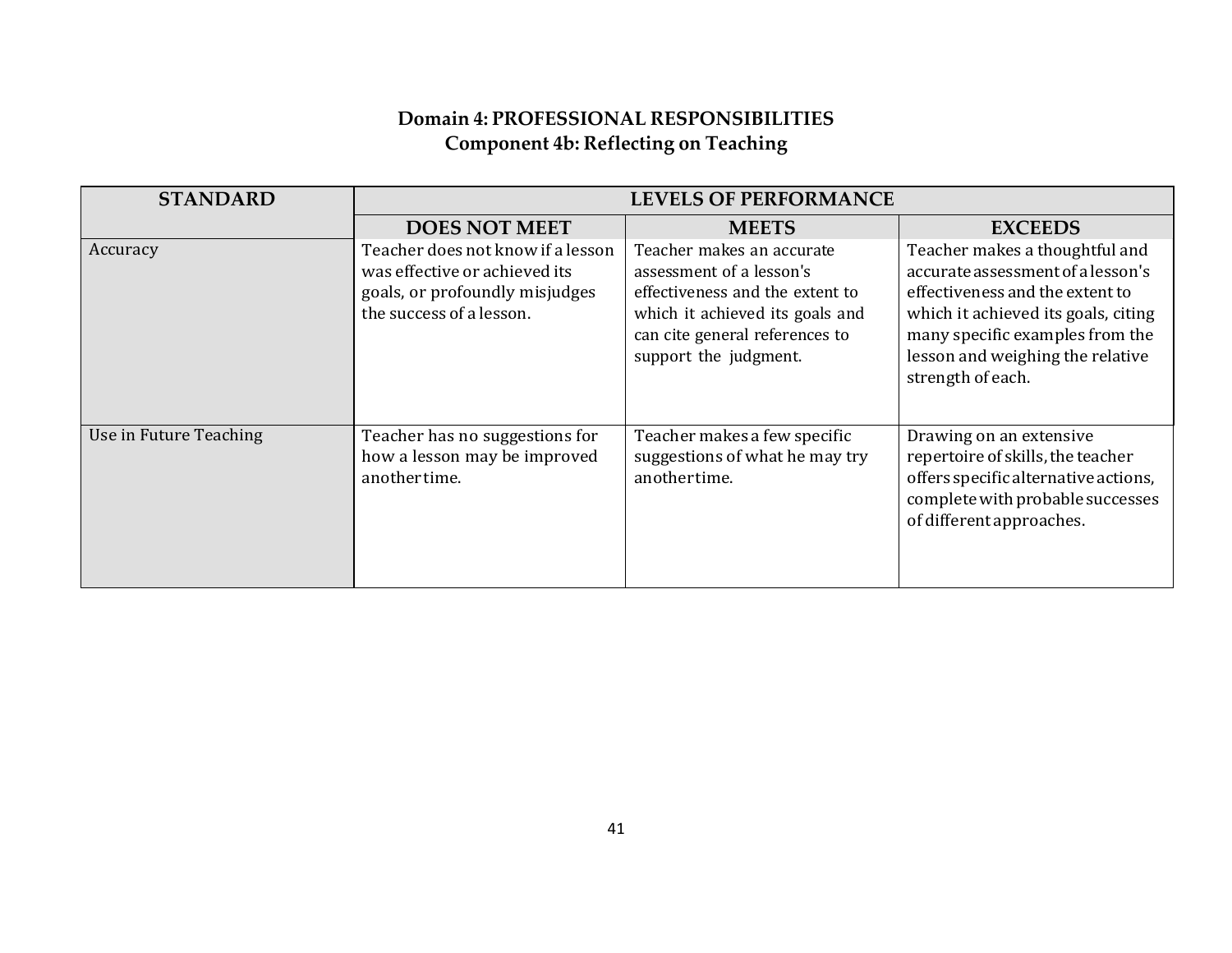## Domain 4: PROFESSIONAL RESPONSIBILITIES
### Component 4b: Reflecting on Teaching

| STANDARD | LEVELS OF PERFORMANCE | | |
|---|---|---|---|
| | DOES NOT MEET | MEETS | EXCEEDS |
| Accuracy | Teacher does not know if a lesson was effective or achieved its goals, or profoundly misjudges the success of a lesson. | Teacher makes an accurate assessment of a lesson's effectiveness and the extent to which it achieved its goals and can cite general references to support the judgment. | Teacher makes a thoughtful and accurate assessment of a lesson's effectiveness and the extent to which it achieved its goals, citing many specific examples from the lesson and weighing the relative strength of each. |
| Use in Future Teaching | Teacher has no suggestions for how a lesson may be improved another time. | Teacher makes a few specific suggestions of what he may try another time. | Drawing on an extensive repertoire of skills, the teacher offers specific alternative actions, complete with probable successes of different approaches. |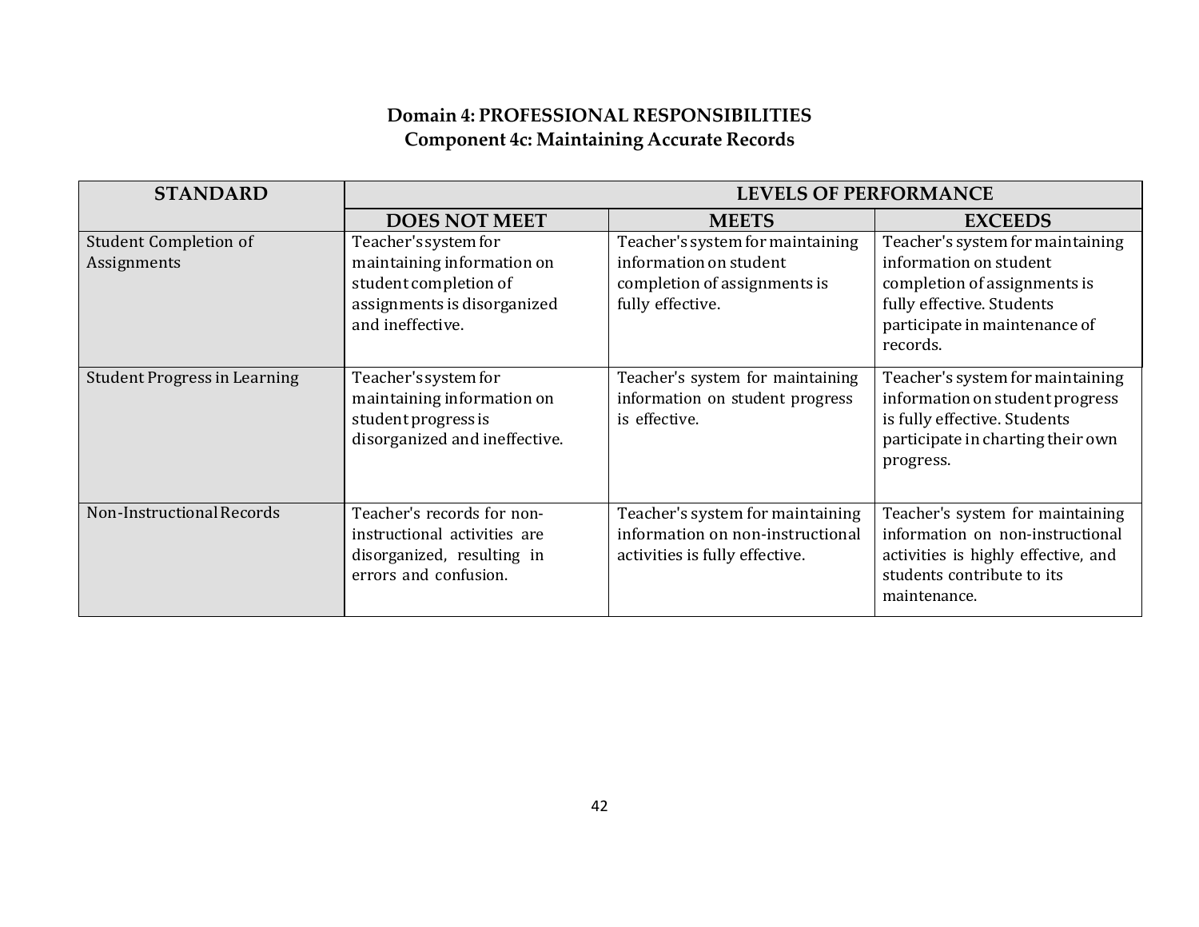**Domain 4: PROFESSIONAL RESPONSIBILITIES**
**Component 4c: Maintaining Accurate Records**

| STANDARD | LEVELS OF PERFORMANCE | | |
|---|---|---|---|
| | **DOES NOT MEET** | **MEETS** | **EXCEEDS** |
| Student Completion of Assignments | Teacher's system for maintaining information on student completion of assignments is disorganized and ineffective. | Teacher's system for maintaining information on student completion of assignments is fully effective. | Teacher's system for maintaining information on student completion of assignments is fully effective. Students participate in maintenance of records. |
| Student Progress in Learning | Teacher's system for maintaining information on student progress is disorganized and ineffective. | Teacher's system for maintaining information on student progress is effective. | Teacher's system for maintaining information on student progress is fully effective. Students participate in charting their own progress. |
| Non-Instructional Records | Teacher's records for non-instructional activities are disorganized, resulting in errors and confusion. | Teacher's system for maintaining information on non-instructional activities is fully effective. | Teacher's system for maintaining information on non-instructional activities is highly effective, and students contribute to its maintenance. |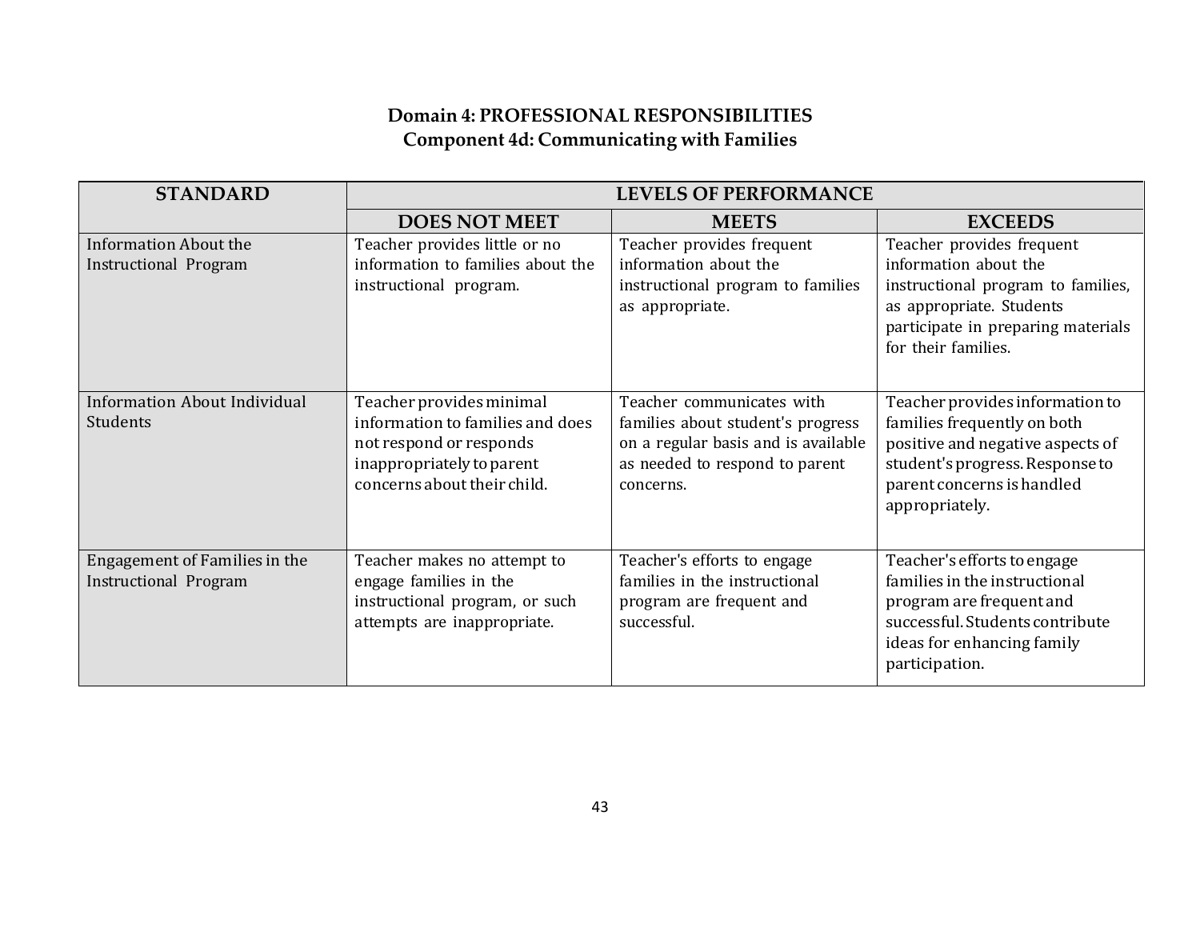## Domain 4: PROFESSIONAL RESPONSIBILITIES
## Component 4d: Communicating with Families

| STANDARD | LEVELS OF PERFORMANCE | | |
|---|---|---|---|
| | DOES NOT MEET | MEETS | EXCEEDS |
| Information About the Instructional Program | Teacher provides little or no information to families about the instructional program. | Teacher provides frequent information about the instructional program to families as appropriate. | Teacher provides frequent information about the instructional program to families, as appropriate. Students participate in preparing materials for their families. |
| Information About Individual Students | Teacher provides minimal information to families and does not respond or responds inappropriately to parent concerns about their child. | Teacher communicates with families about student's progress on a regular basis and is available as needed to respond to parent concerns. | Teacher provides information to families frequently on both positive and negative aspects of student's progress. Response to parent concerns is handled appropriately. |
| Engagement of Families in the Instructional Program | Teacher makes no attempt to engage families in the instructional program, or such attempts are inappropriate. | Teacher's efforts to engage families in the instructional program are frequent and successful. | Teacher's efforts to engage families in the instructional program are frequent and successful. Students contribute ideas for enhancing family participation. |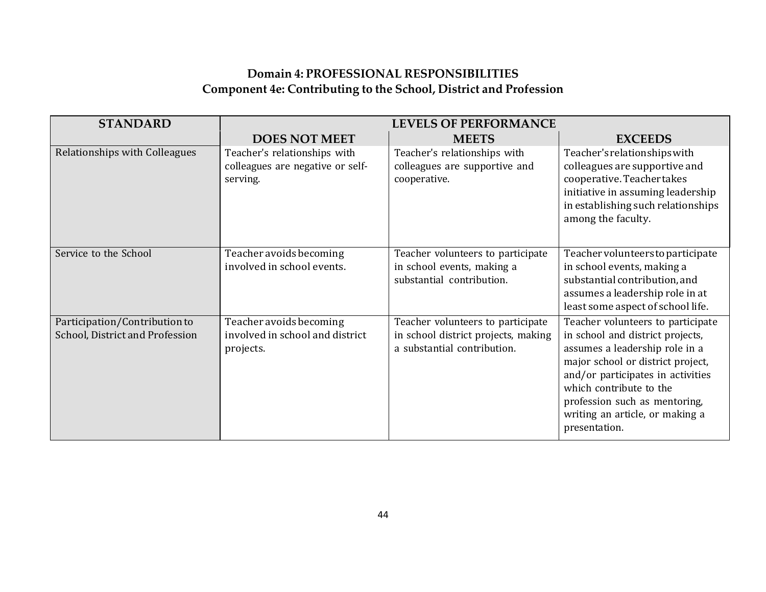## Domain 4: PROFESSIONAL RESPONSIBILITIES
## Component 4e: Contributing to the School, District and Profession

| STANDARD | LEVELS OF PERFORMANCE | | |
|---|---|---|---|
| | DOES NOT MEET | MEETS | EXCEEDS |
| Relationships with Colleagues | Teacher's relationships with colleagues are negative or self-serving. | Teacher's relationships with colleagues are supportive and cooperative. | Teacher's relationships with colleagues are supportive and cooperative. Teacher takes initiative in assuming leadership in establishing such relationships among the faculty. |
| Service to the School | Teacher avoids becoming involved in school events. | Teacher volunteers to participate in school events, making a substantial contribution. | Teacher volunteers to participate in school events, making a substantial contribution, and assumes a leadership role in at least some aspect of school life. |
| Participation/Contribution to School, District and Profession | Teacher avoids becoming involved in school and district projects. | Teacher volunteers to participate in school district projects, making a substantial contribution. | Teacher volunteers to participate in school and district projects, assumes a leadership role in a major school or district project, and/or participates in activities which contribute to the profession such as mentoring, writing an article, or making a presentation. |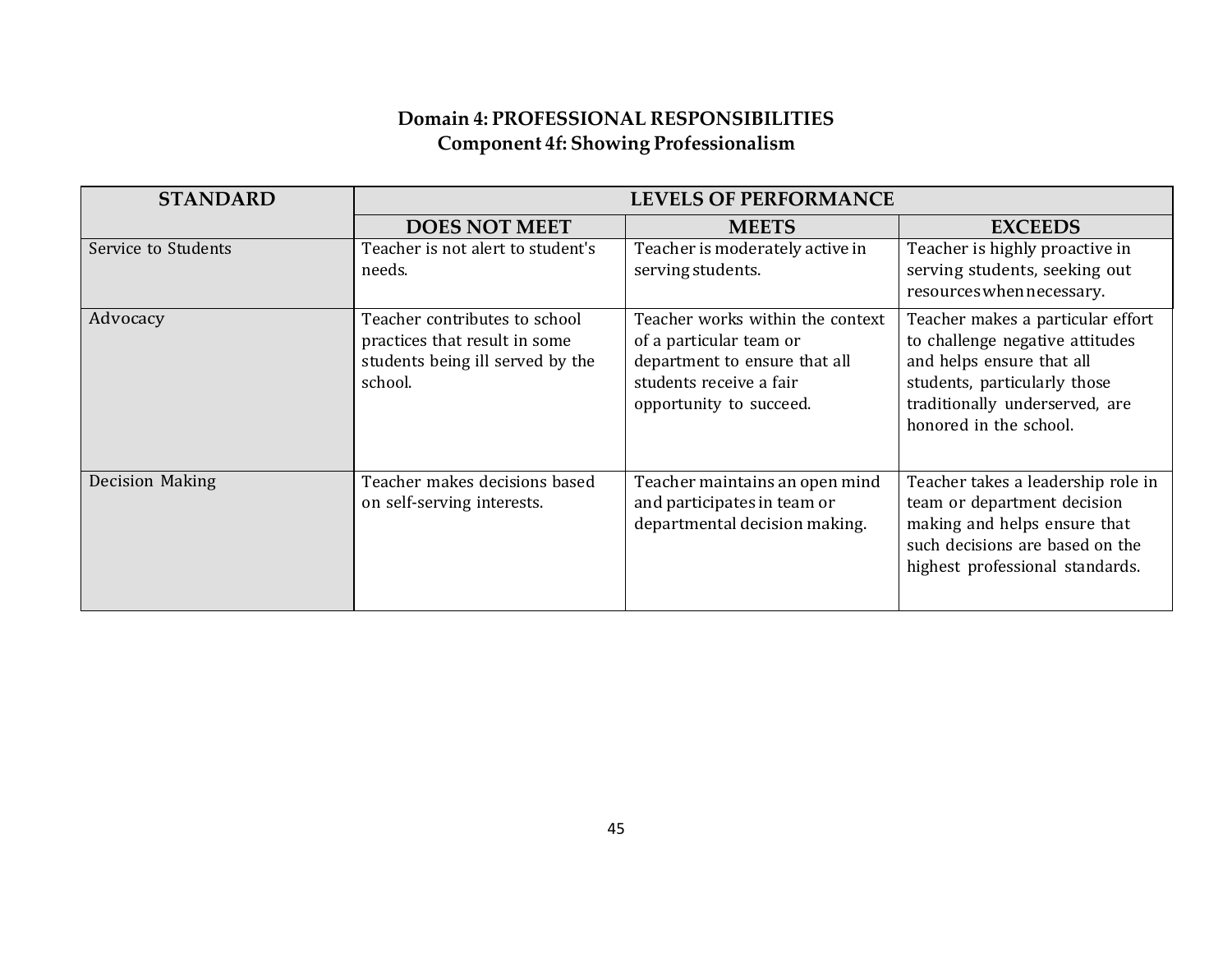## Domain 4: PROFESSIONAL RESPONSIBILITIES
## Component 4f: Showing Professionalism

| STANDARD | LEVELS OF PERFORMANCE | | |
|---|---|---|---|
| | DOES NOT MEET | MEETS | EXCEEDS |
| Service to Students | Teacher is not alert to student's needs. | Teacher is moderately active in serving students. | Teacher is highly proactive in serving students, seeking out resources when necessary. |
| Advocacy | Teacher contributes to school practices that result in some students being ill served by the school. | Teacher works within the context of a particular team or department to ensure that all students receive a fair opportunity to succeed. | Teacher makes a particular effort to challenge negative attitudes and helps ensure that all students, particularly those traditionally underserved, are honored in the school. |
| Decision Making | Teacher makes decisions based on self-serving interests. | Teacher maintains an open mind and participates in team or departmental decision making. | Teacher takes a leadership role in team or department decision making and helps ensure that such decisions are based on the highest professional standards. |